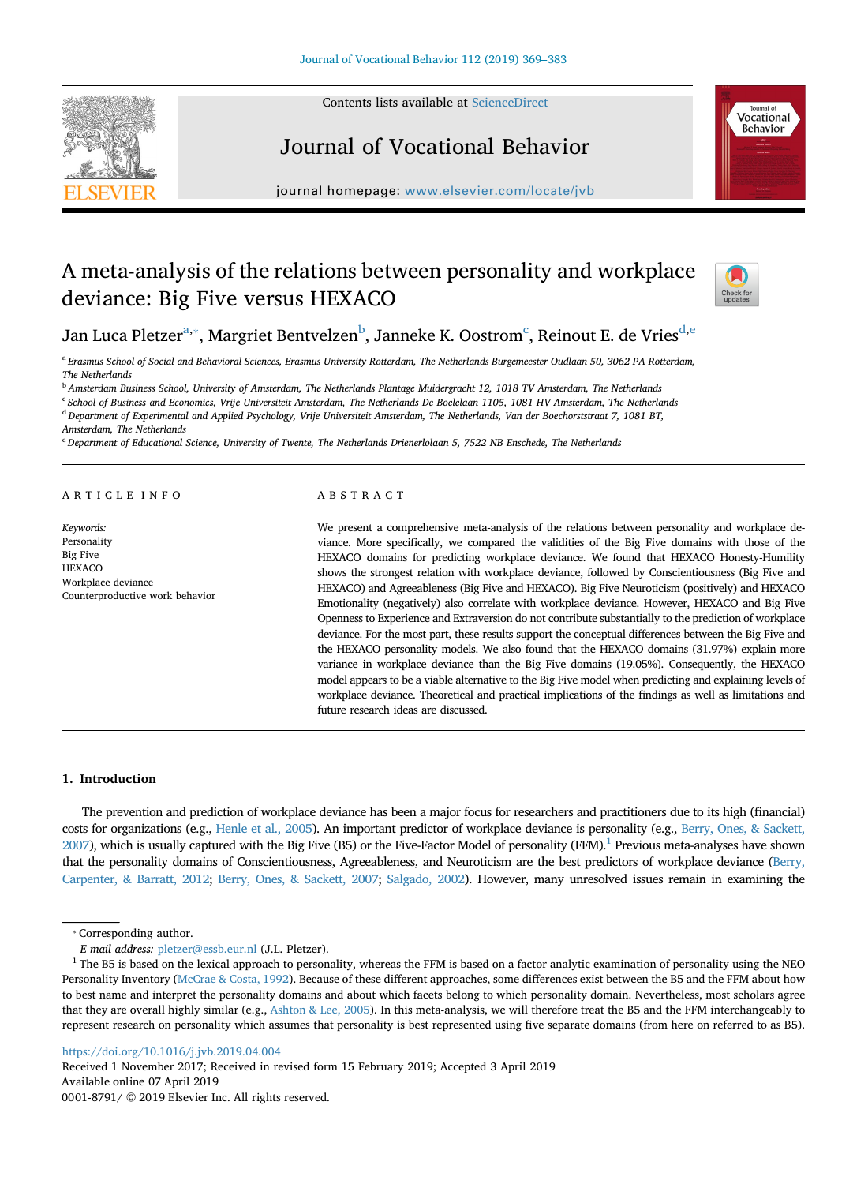# A meta-analysis of the relations between personality and workplace deviance: Big Five versus HEXACO

Jan Luca Pletzer[a,*], Margriet Bentvelzen[b], Janneke K. Oostrom[c], Reinout E. de Vries[d,e]

[a] Erasmus School of Social and Behavioral Sciences, Erasmus University Rotterdam, The Netherlands Burgemeester Oudlaan 50, 3062 PA Rotterdam, The Netherlands

[b] Amsterdam Business School, University of Amsterdam, The Netherlands Plantage Muidergracht 12, 1018 TV Amsterdam, The Netherlands

[c] School of Business and Economics, Vrije Universiteit Amsterdam, The Netherlands De Boelelaan 1105, 1081 HV Amsterdam, The Netherlands

[d] Department of Experimental and Applied Psychology, Vrije Universiteit Amsterdam, The Netherlands, Van der Boechorststraat 7, 1081 BT, Amsterdam, The Netherlands

[e] Department of Educational Science, University of Twente, The Netherlands Drienerlolaan 5, 7522 NB Enschede, The Netherlands

## ARTICLE INFO

*Keywords:*
Personality
Big Five
HEXACO
Workplace deviance
Counterproductive work behavior

## ABSTRACT

We present a comprehensive meta-analysis of the relations between personality and workplace deviance. More specifically, we compared the validities of the Big Five domains with those of the HEXACO domains for predicting workplace deviance. We found that HEXACO Honesty-Humility shows the strongest relation with workplace deviance, followed by Conscientiousness (Big Five and HEXACO) and Agreeableness (Big Five and HEXACO). Big Five Neuroticism (positively) and HEXACO Emotionality (negatively) also correlate with workplace deviance. However, HEXACO and Big Five Openness to Experience and Extraversion do not contribute substantially to the prediction of workplace deviance. For the most part, these results support the conceptual differences between the Big Five and the HEXACO personality models. We also found that the HEXACO domains (31.97%) explain more variance in workplace deviance than the Big Five domains (19.05%). Consequently, the HEXACO model appears to be a viable alternative to the Big Five model when predicting and explaining levels of workplace deviance. Theoretical and practical implications of the findings as well as limitations and future research ideas are discussed.

## 1. Introduction

The prevention and prediction of workplace deviance has been a major focus for researchers and practitioners due to its high (financial) costs for organizations (e.g., Henle et al., 2005). An important predictor of workplace deviance is personality (e.g., Berry, Ones, & Sackett, 2007), which is usually captured with the Big Five (B5) or the Five-Factor Model of personality (FFM).[1] Previous meta-analyses have shown that the personality domains of Conscientiousness, Agreeableness, and Neuroticism are the best predictors of workplace deviance (Berry, Carpenter, & Barratt, 2012; Berry, Ones, & Sackett, 2007; Salgado, 2002). However, many unresolved issues remain in examining the

* Corresponding author.
*E-mail address:* pletzer@essb.eur.nl (J.L. Pletzer).

[1] The B5 is based on the lexical approach to personality, whereas the FFM is based on a factor analytic examination of personality using the NEO Personality Inventory (McCrae & Costa, 1992). Because of these different approaches, some differences exist between the B5 and the FFM about how to best name and interpret the personality domains and about which facets belong to which personality domain. Nevertheless, most scholars agree that they are overall highly similar (e.g., Ashton & Lee, 2005). In this meta-analysis, we will therefore treat the B5 and the FFM interchangeably to represent research on personality which assumes that personality is best represented using five separate domains (from here on referred to as B5).

https://doi.org/10.1016/j.jvb.2019.04.004
Received 1 November 2017; Received in revised form 15 February 2019; Accepted 3 April 2019
Available online 07 April 2019
0001-8791/ © 2019 Elsevier Inc. All rights reserved.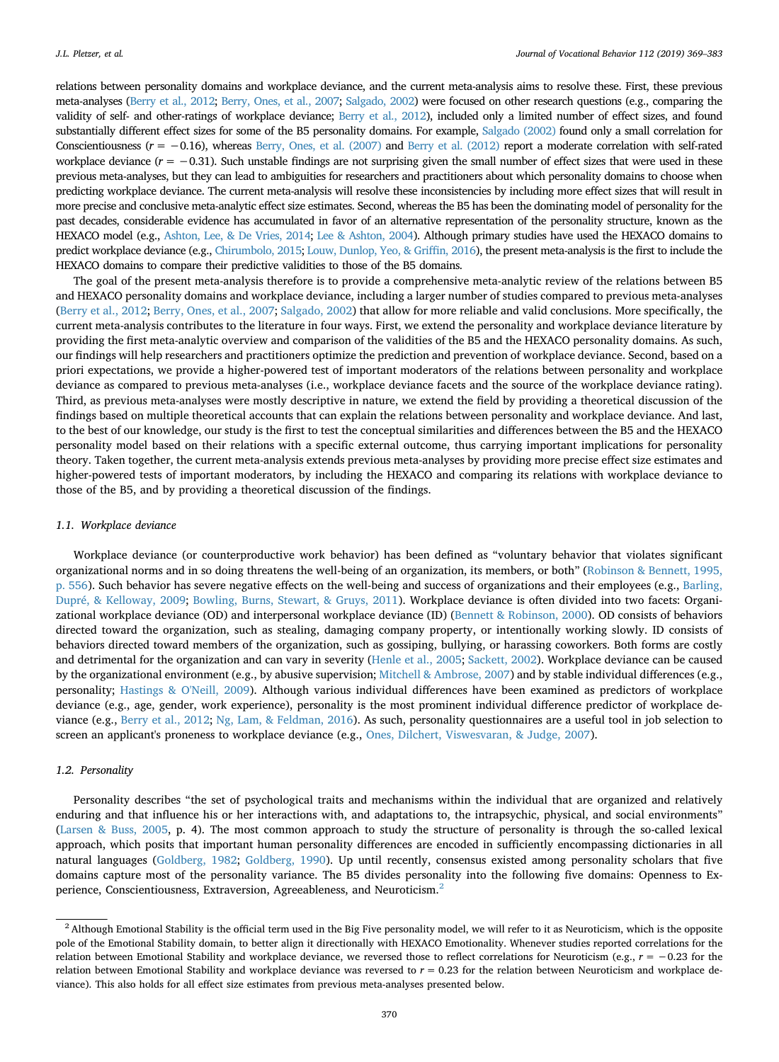relations between personality domains and workplace deviance, and the current meta-analysis aims to resolve these. First, these previous meta-analyses (Berry et al., 2012; Berry, Ones, et al., 2007; Salgado, 2002) were focused on other research questions (e.g., comparing the validity of self- and other-ratings of workplace deviance; Berry et al., 2012), included only a limited number of effect sizes, and found substantially different effect sizes for some of the B5 personality domains. For example, Salgado (2002) found only a small correlation for Conscientiousness ($r = -0.16$), whereas Berry, Ones, et al. (2007) and Berry et al. (2012) report a moderate correlation with self-rated workplace deviance ($r = -0.31$). Such unstable findings are not surprising given the small number of effect sizes that were used in these previous meta-analyses, but they can lead to ambiguities for researchers and practitioners about which personality domains to choose when predicting workplace deviance. The current meta-analysis will resolve these inconsistencies by including more effect sizes that will result in more precise and conclusive meta-analytic effect size estimates. Second, whereas the B5 has been the dominating model of personality for the past decades, considerable evidence has accumulated in favor of an alternative representation of the personality structure, known as the HEXACO model (e.g., Ashton, Lee, & De Vries, 2014; Lee & Ashton, 2004). Although primary studies have used the HEXACO domains to predict workplace deviance (e.g., Chirumbolo, 2015; Louw, Dunlop, Yeo, & Griffin, 2016), the present meta-analysis is the first to include the HEXACO domains to compare their predictive validities to those of the B5 domains.

The goal of the present meta-analysis therefore is to provide a comprehensive meta-analytic review of the relations between B5 and HEXACO personality domains and workplace deviance, including a larger number of studies compared to previous meta-analyses (Berry et al., 2012; Berry, Ones, et al., 2007; Salgado, 2002) that allow for more reliable and valid conclusions. More specifically, the current meta-analysis contributes to the literature in four ways. First, we extend the personality and workplace deviance literature by providing the first meta-analytic overview and comparison of the validities of the B5 and the HEXACO personality domains. As such, our findings will help researchers and practitioners optimize the prediction and prevention of workplace deviance. Second, based on a priori expectations, we provide a higher-powered test of important moderators of the relations between personality and workplace deviance as compared to previous meta-analyses (i.e., workplace deviance facets and the source of the workplace deviance rating). Third, as previous meta-analyses were mostly descriptive in nature, we extend the field by providing a theoretical discussion of the findings based on multiple theoretical accounts that can explain the relations between personality and workplace deviance. And last, to the best of our knowledge, our study is the first to test the conceptual similarities and differences between the B5 and the HEXACO personality model based on their relations with a specific external outcome, thus carrying important implications for personality theory. Taken together, the current meta-analysis extends previous meta-analyses by providing more precise effect size estimates and higher-powered tests of important moderators, by including the HEXACO and comparing its relations with workplace deviance to those of the B5, and by providing a theoretical discussion of the findings.

### 1.1. Workplace deviance

Workplace deviance (or counterproductive work behavior) has been defined as "voluntary behavior that violates significant organizational norms and in so doing threatens the well-being of an organization, its members, or both" (Robinson & Bennett, 1995, p. 556). Such behavior has severe negative effects on the well-being and success of organizations and their employees (e.g., Barling, Dupré, & Kelloway, 2009; Bowling, Burns, Stewart, & Gruys, 2011). Workplace deviance is often divided into two facets: Organizational workplace deviance (OD) and interpersonal workplace deviance (ID) (Bennett & Robinson, 2000). OD consists of behaviors directed toward the organization, such as stealing, damaging company property, or intentionally working slowly. ID consists of behaviors directed toward members of the organization, such as gossiping, bullying, or harassing coworkers. Both forms are costly and detrimental for the organization and can vary in severity (Henle et al., 2005; Sackett, 2002). Workplace deviance can be caused by the organizational environment (e.g., by abusive supervision; Mitchell & Ambrose, 2007) and by stable individual differences (e.g., personality; Hastings & O'Neill, 2009). Although various individual differences have been examined as predictors of workplace deviance (e.g., age, gender, work experience), personality is the most prominent individual difference predictor of workplace deviance (e.g., Berry et al., 2012; Ng, Lam, & Feldman, 2016). As such, personality questionnaires are a useful tool in job selection to screen an applicant's proneness to workplace deviance (e.g., Ones, Dilchert, Viswesvaran, & Judge, 2007).

### 1.2. Personality

Personality describes "the set of psychological traits and mechanisms within the individual that are organized and relatively enduring and that influence his or her interactions with, and adaptations to, the intrapsychic, physical, and social environments" (Larsen & Buss, 2005, p. 4). The most common approach to study the structure of personality is through the so-called lexical approach, which posits that important human personality differences are encoded in sufficiently encompassing dictionaries in all natural languages (Goldberg, 1982; Goldberg, 1990). Up until recently, consensus existed among personality scholars that five domains capture most of the personality variance. The B5 divides personality into the following five domains: Openness to Experience, Conscientiousness, Extraversion, Agreeableness, and Neuroticism.[2]

---

[2] Although Emotional Stability is the official term used in the Big Five personality model, we will refer to it as Neuroticism, which is the opposite pole of the Emotional Stability domain, to better align it directionally with HEXACO Emotionality. Whenever studies reported correlations for the relation between Emotional Stability and workplace deviance, we reversed those to reflect correlations for Neuroticism (e.g., $r = -0.23$ for the relation between Emotional Stability and workplace deviance was reversed to $r = 0.23$ for the relation between Neuroticism and workplace deviance). This also holds for all effect size estimates from previous meta-analyses presented below.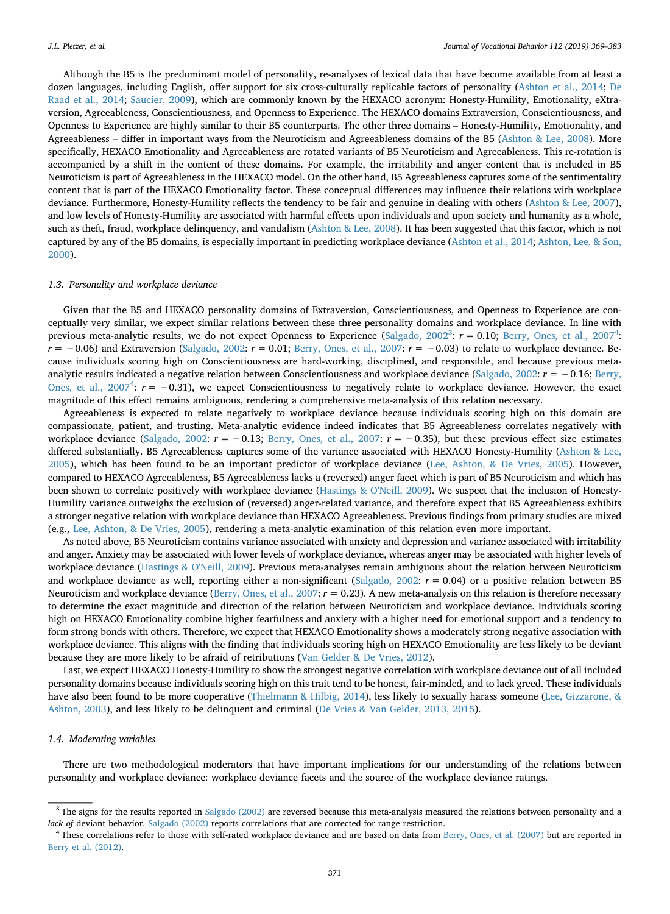Although the B5 is the predominant model of personality, re-analyses of lexical data that have become available from at least a dozen languages, including English, offer support for six cross-culturally replicable factors of personality (Ashton et al., 2014; De Raad et al., 2014; Saucier, 2009), which are commonly known by the HEXACO acronym: Honesty-Humility, Emotionality, eXtraversion, Agreeableness, Conscientiousness, and Openness to Experience. The HEXACO domains Extraversion, Conscientiousness, and Openness to Experience are highly similar to their B5 counterparts. The other three domains – Honesty-Humility, Emotionality, and Agreeableness – differ in important ways from the Neuroticism and Agreeableness domains of the B5 (Ashton & Lee, 2008). More specifically, HEXACO Emotionality and Agreeableness are rotated variants of B5 Neuroticism and Agreeableness. This re-rotation is accompanied by a shift in the content of these domains. For example, the irritability and anger content that is included in B5 Neuroticism is part of Agreeableness in the HEXACO model. On the other hand, B5 Agreeableness captures some of the sentimentality content that is part of the HEXACO Emotionality factor. These conceptual differences may influence their relations with workplace deviance. Furthermore, Honesty-Humility reflects the tendency to be fair and genuine in dealing with others (Ashton & Lee, 2007), and low levels of Honesty-Humility are associated with harmful effects upon individuals and upon society and humanity as a whole, such as theft, fraud, workplace delinquency, and vandalism (Ashton & Lee, 2008). It has been suggested that this factor, which is not captured by any of the B5 domains, is especially important in predicting workplace deviance (Ashton et al., 2014; Ashton, Lee, & Son, 2000).

### 1.3. Personality and workplace deviance

Given that the B5 and HEXACO personality domains of Extraversion, Conscientiousness, and Openness to Experience are conceptually very similar, we expect similar relations between these three personality domains and workplace deviance. In line with previous meta-analytic results, we do not expect Openness to Experience (Salgado, 2002[3]: $r = 0.10$; Berry, Ones, et al., 2007[4]: $r = -0.06$) and Extraversion (Salgado, 2002: $r = 0.01$; Berry, Ones, et al., 2007: $r = -0.03$) to relate to workplace deviance. Because individuals scoring high on Conscientiousness are hard-working, disciplined, and responsible, and because previous meta-analytic results indicated a negative relation between Conscientiousness and workplace deviance (Salgado, 2002: $r = -0.16$; Berry, Ones, et al., 2007[4]: $r = -0.31$), we expect Conscientiousness to negatively relate to workplace deviance. However, the exact magnitude of this effect remains ambiguous, rendering a comprehensive meta-analysis of this relation necessary.

Agreeableness is expected to relate negatively to workplace deviance because individuals scoring high on this domain are compassionate, patient, and trusting. Meta-analytic evidence indeed indicates that B5 Agreeableness correlates negatively with workplace deviance (Salgado, 2002: $r = -0.13$; Berry, Ones, et al., 2007: $r = -0.35$), but these previous effect size estimates differed substantially. B5 Agreeableness captures some of the variance associated with HEXACO Honesty-Humility (Ashton & Lee, 2005), which has been found to be an important predictor of workplace deviance (Lee, Ashton, & De Vries, 2005). However, compared to HEXACO Agreeableness, B5 Agreeableness lacks a (reversed) anger facet which is part of B5 Neuroticism and which has been shown to correlate positively with workplace deviance (Hastings & O'Neill, 2009). We suspect that the inclusion of Honesty-Humility variance outweighs the exclusion of (reversed) anger-related variance, and therefore expect that B5 Agreeableness exhibits a stronger negative relation with workplace deviance than HEXACO Agreeableness. Previous findings from primary studies are mixed (e.g., Lee, Ashton, & De Vries, 2005), rendering a meta-analytic examination of this relation even more important.

As noted above, B5 Neuroticism contains variance associated with anxiety and depression and variance associated with irritability and anger. Anxiety may be associated with lower levels of workplace deviance, whereas anger may be associated with higher levels of workplace deviance (Hastings & O'Neill, 2009). Previous meta-analyses remain ambiguous about the relation between Neuroticism and workplace deviance as well, reporting either a non-significant (Salgado, 2002: $r = 0.04$) or a positive relation between B5 Neuroticism and workplace deviance (Berry, Ones, et al., 2007: $r = 0.23$). A new meta-analysis on this relation is therefore necessary to determine the exact magnitude and direction of the relation between Neuroticism and workplace deviance. Individuals scoring high on HEXACO Emotionality combine higher fearfulness and anxiety with a higher need for emotional support and a tendency to form strong bonds with others. Therefore, we expect that HEXACO Emotionality shows a moderately strong negative association with workplace deviance. This aligns with the finding that individuals scoring high on HEXACO Emotionality are less likely to be deviant because they are more likely to be afraid of retributions (Van Gelder & De Vries, 2012).

Last, we expect HEXACO Honesty-Humility to show the strongest negative correlation with workplace deviance out of all included personality domains because individuals scoring high on this trait tend to be honest, fair-minded, and to lack greed. These individuals have also been found to be more cooperative (Thielmann & Hilbig, 2014), less likely to sexually harass someone (Lee, Gizzarone, & Ashton, 2003), and less likely to be delinquent and criminal (De Vries & Van Gelder, 2013, 2015).

### 1.4. Moderating variables

There are two methodological moderators that have important implications for our understanding of the relations between personality and workplace deviance: workplace deviance facets and the source of the workplace deviance ratings.

---

[3] The signs for the results reported in Salgado (2002) are reversed because this meta-analysis measured the relations between personality and a *lack of* deviant behavior. Salgado (2002) reports correlations that are corrected for range restriction.

[4] These correlations refer to those with self-rated workplace deviance and are based on data from Berry, Ones, et al. (2007) but are reported in Berry et al. (2012).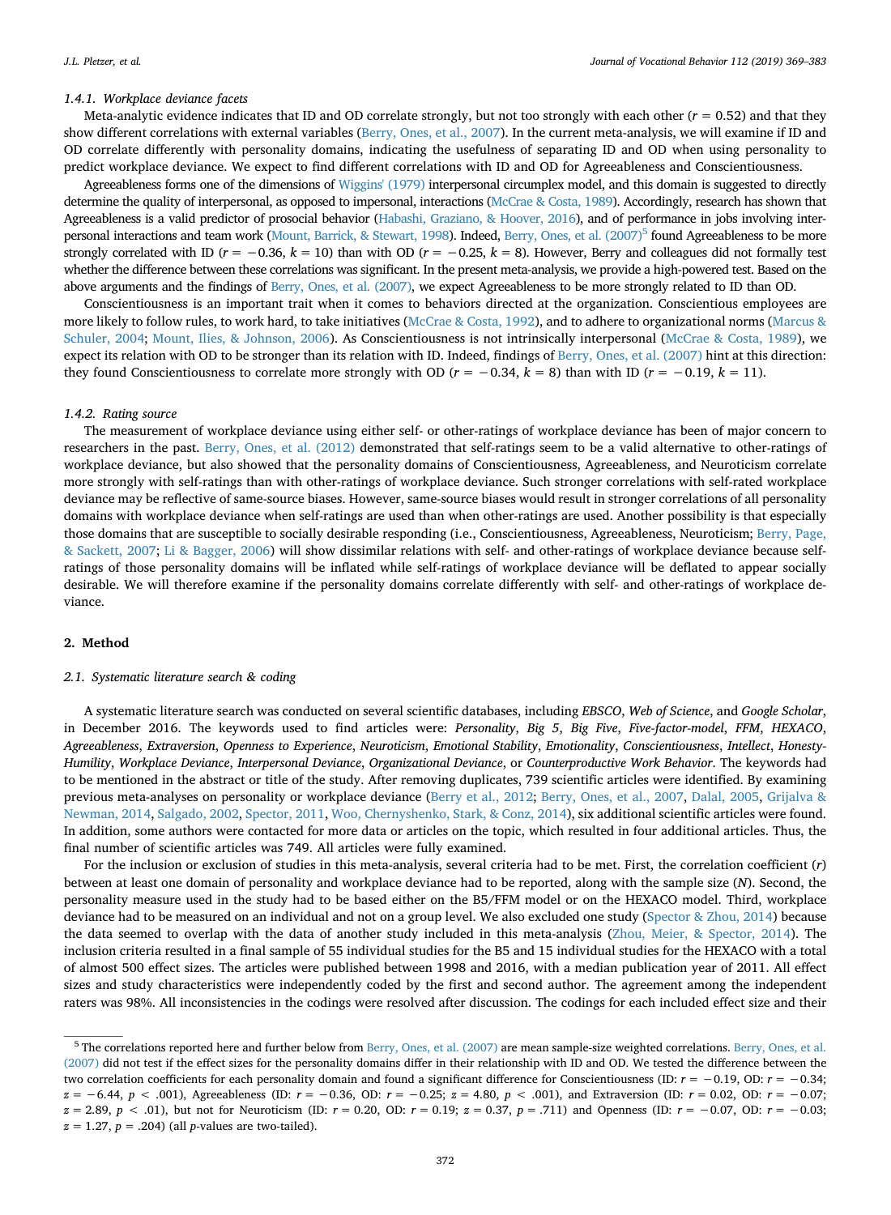#### 1.4.1. Workplace deviance facets

Meta-analytic evidence indicates that ID and OD correlate strongly, but not too strongly with each other ($r = 0.52$) and that they show different correlations with external variables (Berry, Ones, et al., 2007). In the current meta-analysis, we will examine if ID and OD correlate differently with personality domains, indicating the usefulness of separating ID and OD when using personality to predict workplace deviance. We expect to find different correlations with ID and OD for Agreeableness and Conscientiousness.

Agreeableness forms one of the dimensions of Wiggins' (1979) interpersonal circumplex model, and this domain is suggested to directly determine the quality of interpersonal, as opposed to impersonal, interactions (McCrae & Costa, 1989). Accordingly, research has shown that Agreeableness is a valid predictor of prosocial behavior (Habashi, Graziano, & Hoover, 2016), and of performance in jobs involving interpersonal interactions and team work (Mount, Barrick, & Stewart, 1998). Indeed, Berry, Ones, et al. (2007)[5] found Agreeableness to be more strongly correlated with ID ($r = -0.36$, $k = 10$) than with OD ($r = -0.25$, $k = 8$). However, Berry and colleagues did not formally test whether the difference between these correlations was significant. In the present meta-analysis, we provide a high-powered test. Based on the above arguments and the findings of Berry, Ones, et al. (2007), we expect Agreeableness to be more strongly related to ID than OD.

Conscientiousness is an important trait when it comes to behaviors directed at the organization. Conscientious employees are more likely to follow rules, to work hard, to take initiatives (McCrae & Costa, 1992), and to adhere to organizational norms (Marcus & Schuler, 2004; Mount, Ilies, & Johnson, 2006). As Conscientiousness is not intrinsically interpersonal (McCrae & Costa, 1989), we expect its relation with OD to be stronger than its relation with ID. Indeed, findings of Berry, Ones, et al. (2007) hint at this direction: they found Conscientiousness to correlate more strongly with OD ($r = -0.34$, $k = 8$) than with ID ($r = -0.19$, $k = 11$).

#### 1.4.2. Rating source

The measurement of workplace deviance using either self- or other-ratings of workplace deviance has been of major concern to researchers in the past. Berry, Ones, et al. (2012) demonstrated that self-ratings seem to be a valid alternative to other-ratings of workplace deviance, but also showed that the personality domains of Conscientiousness, Agreeableness, and Neuroticism correlate more strongly with self-ratings than with other-ratings of workplace deviance. Such stronger correlations with self-rated workplace deviance may be reflective of same-source biases. However, same-source biases would result in stronger correlations of all personality domains with workplace deviance when self-ratings are used than when other-ratings are used. Another possibility is that especially those domains that are susceptible to socially desirable responding (i.e., Conscientiousness, Agreeableness, Neuroticism; Berry, Page, & Sackett, 2007; Li & Bagger, 2006) will show dissimilar relations with self- and other-ratings of workplace deviance because self-ratings of those personality domains will be inflated while self-ratings of workplace deviance will be deflated to appear socially desirable. We will therefore examine if the personality domains correlate differently with self- and other-ratings of workplace deviance.

## 2. Method

### 2.1. Systematic literature search & coding

A systematic literature search was conducted on several scientific databases, including *EBSCO*, *Web of Science*, and *Google Scholar*, in December 2016. The keywords used to find articles were: *Personality*, *Big 5*, *Big Five*, *Five-factor-model*, *FFM*, *HEXACO*, *Agreeableness*, *Extraversion*, *Openness to Experience*, *Neuroticism*, *Emotional Stability*, *Emotionality*, *Conscientiousness*, *Intellect*, *Honesty-Humility*, *Workplace Deviance*, *Interpersonal Deviance*, *Organizational Deviance*, or *Counterproductive Work Behavior*. The keywords had to be mentioned in the abstract or title of the study. After removing duplicates, 739 scientific articles were identified. By examining previous meta-analyses on personality or workplace deviance (Berry et al., 2012; Berry, Ones, et al., 2007, Dalal, 2005, Grijalva & Newman, 2014, Salgado, 2002, Spector, 2011, Woo, Chernyshenko, Stark, & Conz, 2014), six additional scientific articles were found. In addition, some authors were contacted for more data or articles on the topic, which resulted in four additional articles. Thus, the final number of scientific articles was 749. All articles were fully examined.

For the inclusion or exclusion of studies in this meta-analysis, several criteria had to be met. First, the correlation coefficient ($r$) between at least one domain of personality and workplace deviance had to be reported, along with the sample size ($N$). Second, the personality measure used in the study had to be based either on the B5/FFM model or on the HEXACO model. Third, workplace deviance had to be measured on an individual and not on a group level. We also excluded one study (Spector & Zhou, 2014) because the data seemed to overlap with the data of another study included in this meta-analysis (Zhou, Meier, & Spector, 2014). The inclusion criteria resulted in a final sample of 55 individual studies for the B5 and 15 individual studies for the HEXACO with a total of almost 500 effect sizes. The articles were published between 1998 and 2016, with a median publication year of 2011. All effect sizes and study characteristics were independently coded by the first and second author. The agreement among the independent raters was 98%. All inconsistencies in the codings were resolved after discussion. The codings for each included effect size and their

---

[5] The correlations reported here and further below from Berry, Ones, et al. (2007) are mean sample-size weighted correlations. Berry, Ones, et al. (2007) did not test if the effect sizes for the personality domains differ in their relationship with ID and OD. We tested the difference between the two correlation coefficients for each personality domain and found a significant difference for Conscientiousness (ID: $r = -0.19$, OD: $r = -0.34$; $z = -6.44$, $p < .001$), Agreeableness (ID: $r = -0.36$, OD: $r = -0.25$; $z = 4.80$, $p < .001$), and Extraversion (ID: $r = 0.02$, OD: $r = -0.07$; $z = 2.89$, $p < .01$), but not for Neuroticism (ID: $r = 0.20$, OD: $r = 0.19$; $z = 0.37$, $p = .711$) and Openness (ID: $r = -0.07$, OD: $r = -0.03$; $z = 1.27$, $p = .204$) (all $p$-values are two-tailed).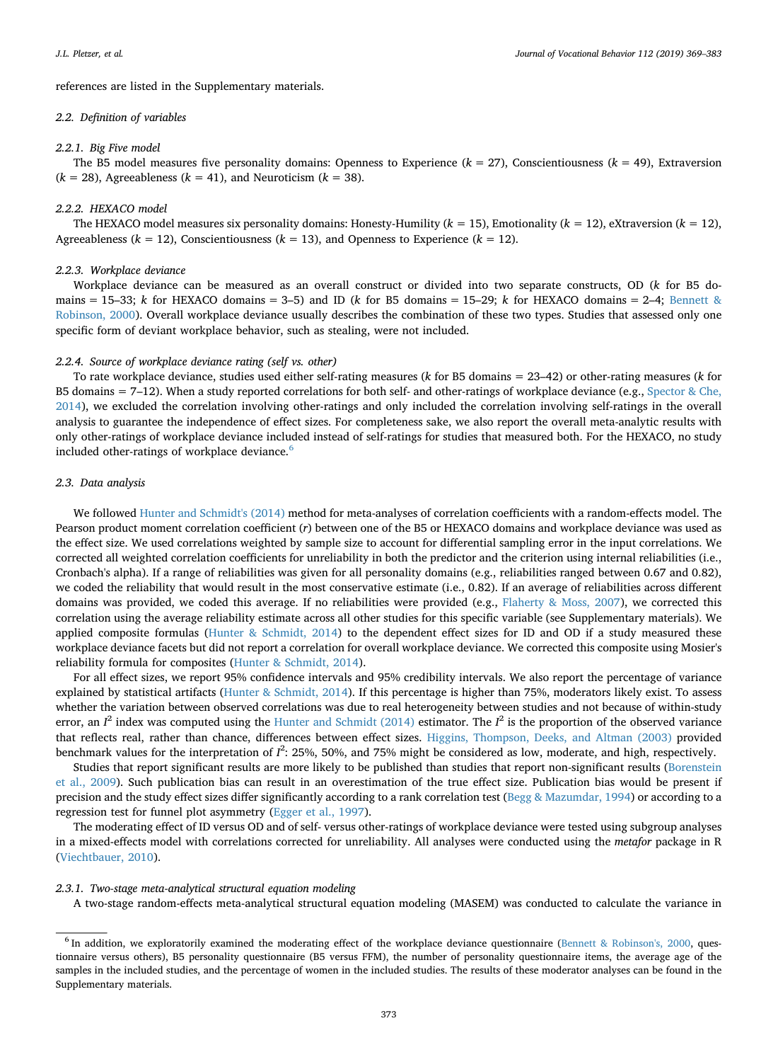references are listed in the Supplementary materials.

### 2.2. Definition of variables

#### 2.2.1. Big Five model

The B5 model measures five personality domains: Openness to Experience ($k = 27$), Conscientiousness ($k = 49$), Extraversion ($k = 28$), Agreeableness ($k = 41$), and Neuroticism ($k = 38$).

#### 2.2.2. HEXACO model

The HEXACO model measures six personality domains: Honesty-Humility ($k = 15$), Emotionality ($k = 12$), eXtraversion ($k = 12$), Agreeableness ($k = 12$), Conscientiousness ($k = 13$), and Openness to Experience ($k = 12$).

#### 2.2.3. Workplace deviance

Workplace deviance can be measured as an overall construct or divided into two separate constructs, OD ($k$ for B5 domains = 15–33; $k$ for HEXACO domains = 3–5) and ID ($k$ for B5 domains = 15–29; $k$ for HEXACO domains = 2–4; Bennett & Robinson, 2000). Overall workplace deviance usually describes the combination of these two types. Studies that assessed only one specific form of deviant workplace behavior, such as stealing, were not included.

#### 2.2.4. Source of workplace deviance rating (self vs. other)

To rate workplace deviance, studies used either self-rating measures ($k$ for B5 domains = 23–42) or other-rating measures ($k$ for B5 domains = 7–12). When a study reported correlations for both self- and other-ratings of workplace deviance (e.g., Spector & Che, 2014), we excluded the correlation involving other-ratings and only included the correlation involving self-ratings in the overall analysis to guarantee the independence of effect sizes. For completeness sake, we also report the overall meta-analytic results with only other-ratings of workplace deviance included instead of self-ratings for studies that measured both. For the HEXACO, no study included other-ratings of workplace deviance.[6]

### 2.3. Data analysis

We followed Hunter and Schmidt's (2014) method for meta-analyses of correlation coefficients with a random-effects model. The Pearson product moment correlation coefficient ($r$) between one of the B5 or HEXACO domains and workplace deviance was used as the effect size. We used correlations weighted by sample size to account for differential sampling error in the input correlations. We corrected all weighted correlation coefficients for unreliability in both the predictor and the criterion using internal reliabilities (i.e., Cronbach's alpha). If a range of reliabilities was given for all personality domains (e.g., reliabilities ranged between 0.67 and 0.82), we coded the reliability that would result in the most conservative estimate (i.e., 0.82). If an average of reliabilities across different domains was provided, we coded this average. If no reliabilities were provided (e.g., Flaherty & Moss, 2007), we corrected this correlation using the average reliability estimate across all other studies for this specific variable (see Supplementary materials). We applied composite formulas (Hunter & Schmidt, 2014) to the dependent effect sizes for ID and OD if a study measured these workplace deviance facets but did not report a correlation for overall workplace deviance. We corrected this composite using Mosier's reliability formula for composites (Hunter & Schmidt, 2014).

For all effect sizes, we report 95% confidence intervals and 95% credibility intervals. We also report the percentage of variance explained by statistical artifacts (Hunter & Schmidt, 2014). If this percentage is higher than 75%, moderators likely exist. To assess whether the variation between observed correlations was due to real heterogeneity between studies and not because of within-study error, an $I^2$ index was computed using the Hunter and Schmidt (2014) estimator. The $I^2$ is the proportion of the observed variance that reflects real, rather than chance, differences between effect sizes. Higgins, Thompson, Deeks, and Altman (2003) provided benchmark values for the interpretation of $I^2$: 25%, 50%, and 75% might be considered as low, moderate, and high, respectively.

Studies that report significant results are more likely to be published than studies that report non-significant results (Borenstein et al., 2009). Such publication bias can result in an overestimation of the true effect size. Publication bias would be present if precision and the study effect sizes differ significantly according to a rank correlation test (Begg & Mazumdar, 1994) or according to a regression test for funnel plot asymmetry (Egger et al., 1997).

The moderating effect of ID versus OD and of self- versus other-ratings of workplace deviance were tested using subgroup analyses in a mixed-effects model with correlations corrected for unreliability. All analyses were conducted using the *metafor* package in R (Viechtbauer, 2010).

#### 2.3.1. Two-stage meta-analytical structural equation modeling

A two-stage random-effects meta-analytical structural equation modeling (MASEM) was conducted to calculate the variance in

---

[6] In addition, we exploratorily examined the moderating effect of the workplace deviance questionnaire (Bennett & Robinson's, 2000, questionnaire versus others), B5 personality questionnaire (B5 versus FFM), the number of personality questionnaire items, the average age of the samples in the included studies, and the percentage of women in the included studies. The results of these moderator analyses can be found in the Supplementary materials.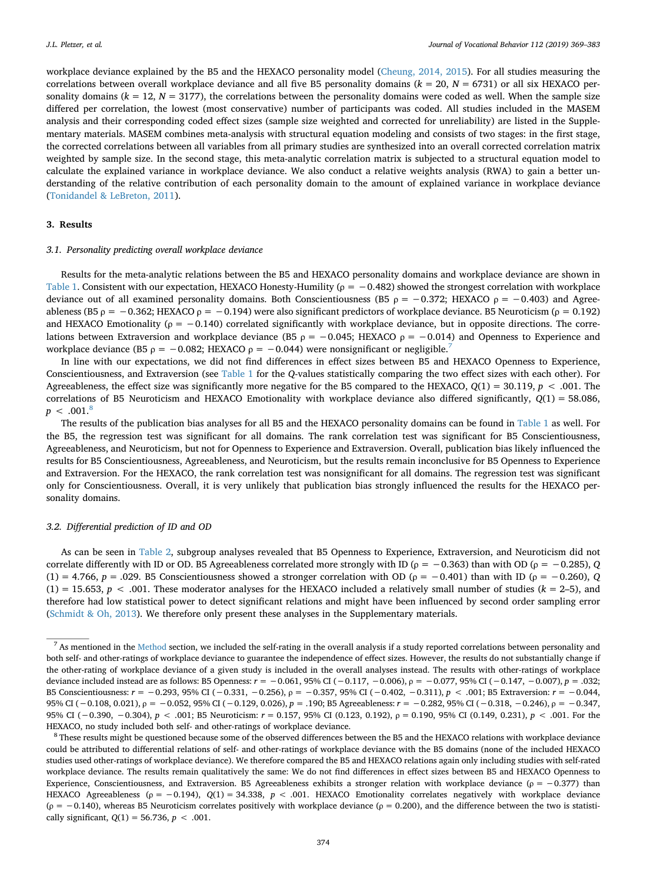workplace deviance explained by the B5 and the HEXACO personality model (Cheung, 2014, 2015). For all studies measuring the correlations between overall workplace deviance and all five B5 personality domains ($k = 20$, $N = 6731$) or all six HEXACO personality domains ($k = 12$, $N = 3177$), the correlations between the personality domains were coded as well. When the sample size differed per correlation, the lowest (most conservative) number of participants was coded. All studies included in the MASEM analysis and their corresponding coded effect sizes (sample size weighted and corrected for unreliability) are listed in the Supplementary materials. MASEM combines meta-analysis with structural equation modeling and consists of two stages: in the first stage, the corrected correlations between all variables from all primary studies are synthesized into an overall corrected correlation matrix weighted by sample size. In the second stage, this meta-analytic correlation matrix is subjected to a structural equation model to calculate the explained variance in workplace deviance. We also conduct a relative weights analysis (RWA) to gain a better understanding of the relative contribution of each personality domain to the amount of explained variance in workplace deviance (Tonidandel & LeBreton, 2011).

## 3. Results

### 3.1. Personality predicting overall workplace deviance

Results for the meta-analytic relations between the B5 and HEXACO personality domains and workplace deviance are shown in Table 1. Consistent with our expectation, HEXACO Honesty-Humility ($\rho = -0.482$) showed the strongest correlation with workplace deviance out of all examined personality domains. Both Conscientiousness (B5 $\rho = -0.372$; HEXACO $\rho = -0.403$) and Agreeableness (B5 $\rho = -0.362$; HEXACO $\rho = -0.194$) were also significant predictors of workplace deviance. B5 Neuroticism ($\rho = 0.192$) and HEXACO Emotionality ($\rho = -0.140$) correlated significantly with workplace deviance, but in opposite directions. The correlations between Extraversion and workplace deviance (B5 $\rho = -0.045$; HEXACO $\rho = -0.014$) and Openness to Experience and workplace deviance (B5 $\rho = -0.082$; HEXACO $\rho = -0.044$) were nonsignificant or negligible.[7]

In line with our expectations, we did not find differences in effect sizes between B5 and HEXACO Openness to Experience, Conscientiousness, and Extraversion (see Table 1 for the $Q$-values statistically comparing the two effect sizes with each other). For Agreeableness, the effect size was significantly more negative for the B5 compared to the HEXACO, $Q(1) = 30.119$, $p < .001$. The correlations of B5 Neuroticism and HEXACO Emotionality with workplace deviance also differed significantly, $Q(1) = 58.086$, $p < .001$.[8]

The results of the publication bias analyses for all B5 and the HEXACO personality domains can be found in Table 1 as well. For the B5, the regression test was significant for all domains. The rank correlation test was significant for B5 Conscientiousness, Agreeableness, and Neuroticism, but not for Openness to Experience and Extraversion. Overall, publication bias likely influenced the results for B5 Conscientiousness, Agreeableness, and Neuroticism, but the results remain inconclusive for B5 Openness to Experience and Extraversion. For the HEXACO, the rank correlation test was nonsignificant for all domains. The regression test was significant only for Conscientiousness. Overall, it is very unlikely that publication bias strongly influenced the results for the HEXACO personality domains.

### 3.2. Differential prediction of ID and OD

As can be seen in Table 2, subgroup analyses revealed that B5 Openness to Experience, Extraversion, and Neuroticism did not correlate differently with ID or OD. B5 Agreeableness correlated more strongly with ID ($\rho = -0.363$) than with OD ($\rho = -0.285$), $Q(1) = 4.766$, $p = .029$. B5 Conscientiousness showed a stronger correlation with OD ($\rho = -0.401$) than with ID ($\rho = -0.260$), $Q(1) = 15.653$, $p < .001$. These moderator analyses for the HEXACO included a relatively small number of studies ($k = 2$–$5$), and therefore had low statistical power to detect significant relations and might have been influenced by second order sampling error (Schmidt & Oh, 2013). We therefore only present these analyses in the Supplementary materials.

---

[7] As mentioned in the Method section, we included the self-rating in the overall analysis if a study reported correlations between personality and both self- and other-ratings of workplace deviance to guarantee the independence of effect sizes. However, the results do not substantially change if the other-rating of workplace deviance of a given study is included in the overall analyses instead. The results with other-ratings of workplace deviance included instead are as follows: B5 Openness: $r = -0.061$, 95% CI ($-0.117$, $-0.006$), $\rho = -0.077$, 95% CI ($-0.147$, $-0.007$), $p = .032$; B5 Conscientiousness: $r = -0.293$, 95% CI ($-0.331$, $-0.256$), $\rho = -0.357$, 95% CI ($-0.402$, $-0.311$), $p < .001$; B5 Extraversion: $r = -0.044$, 95% CI ($-0.108$, $0.021$), $\rho = -0.052$, 95% CI ($-0.129$, $0.026$), $p = .190$; B5 Agreeableness: $r = -0.282$, 95% CI ($-0.318$, $-0.246$), $\rho = -0.347$, 95% CI ($-0.390$, $-0.304$), $p < .001$; B5 Neuroticism: $r = 0.157$, 95% CI ($0.123$, $0.192$), $\rho = 0.190$, 95% CI ($0.149$, $0.231$), $p < .001$. For the HEXACO, no study included both self- and other-ratings of workplace deviance.

[8] These results might be questioned because some of the observed differences between the B5 and the HEXACO relations with workplace deviance could be attributed to differential relations of self- and other-ratings of workplace deviance with the B5 domains (none of the included HEXACO studies used other-ratings of workplace deviance). We therefore compared the B5 and HEXACO relations again only including studies with self-rated workplace deviance. The results remain qualitatively the same: We do not find differences in effect sizes between B5 and HEXACO Openness to Experience, Conscientiousness, and Extraversion. B5 Agreeableness exhibits a stronger relation with workplace deviance ($\rho = -0.377$) than HEXACO Agreeableness ($\rho = -0.194$), $Q(1) = 34.338$, $p < .001$. HEXACO Emotionality correlates negatively with workplace deviance ($\rho = -0.140$), whereas B5 Neuroticism correlates positively with workplace deviance ($\rho = 0.200$), and the difference between the two is statistically significant, $Q(1) = 56.736$, $p < .001$.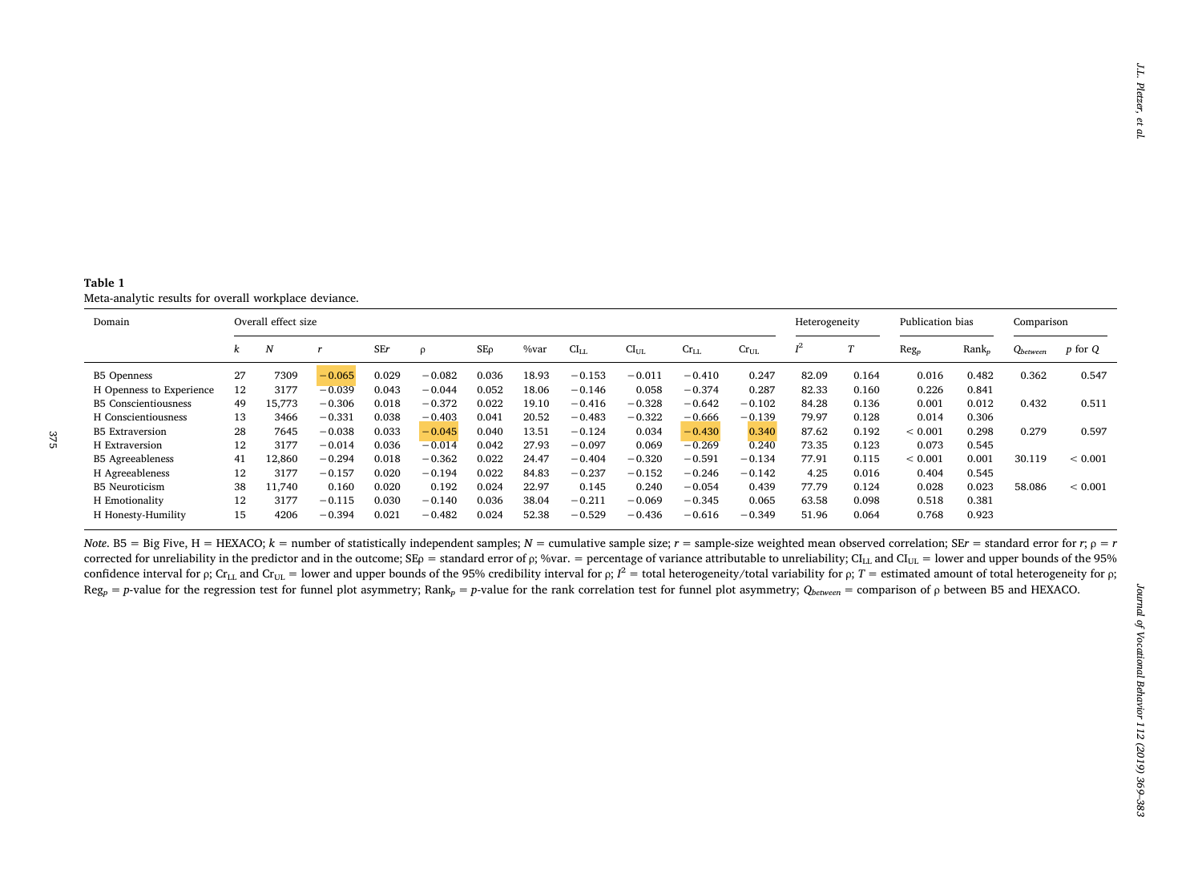**Table 1**
Meta-analytic results for overall workplace deviance.

| Domain | Overall effect size | | | | | | | | | | | Heterogeneity | | Publication bias | | Comparison | |
|---|---|---|---|---|---|---|---|---|---|---|---|---|---|---|---|---|---|
| | $k$ | $N$ | $r$ | SE$r$ | ρ | SEρ | %var | $CI_{LL}$ | $CI_{UL}$ | $Cr_{LL}$ | $Cr_{UL}$ | $I^2$ | $T$ | $Reg_p$ | $Rank_p$ | $Q_{between}$ | $p$ for $Q$ |
| B5 Openness | 27 | 7309 | −0.065 | 0.029 | −0.082 | 0.036 | 18.93 | −0.153 | −0.011 | −0.410 | 0.247 | 82.09 | 0.164 | 0.016 | 0.482 | 0.362 | 0.547 |
| H Openness to Experience | 12 | 3177 | −0.039 | 0.043 | −0.044 | 0.052 | 18.06 | −0.146 | 0.058 | −0.374 | 0.287 | 82.33 | 0.160 | 0.226 | 0.841 | | |
| B5 Conscientiousness | 49 | 15,773 | −0.306 | 0.018 | −0.372 | 0.022 | 19.10 | −0.416 | −0.328 | −0.642 | −0.102 | 84.28 | 0.136 | 0.001 | 0.012 | 0.432 | 0.511 |
| H Conscientiousness | 13 | 3466 | −0.331 | 0.038 | −0.403 | 0.041 | 20.52 | −0.483 | −0.322 | −0.666 | −0.139 | 79.97 | 0.128 | 0.014 | 0.306 | | |
| B5 Extraversion | 28 | 7645 | −0.038 | 0.033 | −0.045 | 0.040 | 13.51 | −0.124 | 0.034 | −0.430 | 0.340 | 87.62 | 0.192 | < 0.001 | 0.298 | 0.279 | 0.597 |
| H Extraversion | 12 | 3177 | −0.014 | 0.036 | −0.014 | 0.042 | 27.93 | −0.097 | 0.069 | −0.269 | 0.240 | 73.35 | 0.123 | 0.073 | 0.545 | | |
| B5 Agreeableness | 41 | 12,860 | −0.294 | 0.018 | −0.362 | 0.022 | 24.47 | −0.404 | −0.320 | −0.591 | −0.134 | 77.91 | 0.115 | < 0.001 | 0.001 | 30.119 | < 0.001 |
| H Agreeableness | 12 | 3177 | −0.157 | 0.020 | −0.194 | 0.022 | 84.83 | −0.237 | −0.152 | −0.246 | −0.142 | 4.25 | 0.016 | 0.404 | 0.545 | | |
| B5 Neuroticism | 38 | 11,740 | 0.160 | 0.020 | 0.192 | 0.024 | 22.97 | 0.145 | 0.240 | −0.054 | 0.439 | 77.79 | 0.124 | 0.028 | 0.023 | 58.086 | < 0.001 |
| H Emotionality | 12 | 3177 | −0.115 | 0.030 | −0.140 | 0.036 | 38.04 | −0.211 | −0.069 | −0.345 | 0.065 | 63.58 | 0.098 | 0.518 | 0.381 | | |
| H Honesty-Humility | 15 | 4206 | −0.394 | 0.021 | −0.482 | 0.024 | 52.38 | −0.529 | −0.436 | −0.616 | −0.349 | 51.96 | 0.064 | 0.768 | 0.923 | | |

*Note*. B5 = Big Five, H = HEXACO; $k$ = number of statistically independent samples; $N$ = cumulative sample size; $r$ = sample-size weighted mean observed correlation; SE$r$ = standard error for $r$; ρ = $r$ corrected for unreliability in the predictor and in the outcome; SEρ = standard error of ρ; %var. = percentage of variance attributable to unreliability; $CI_{LL}$ and $CI_{UL}$ = lower and upper bounds of the 95% confidence interval for ρ; $Cr_{LL}$ and $Cr_{UL}$ = lower and upper bounds of the 95% credibility interval for ρ; $I^2$ = total heterogeneity/total variability for ρ; $T$ = estimated amount of total heterogeneity for ρ; $Reg_p$ = $p$-value for the regression test for funnel plot asymmetry; $Rank_p$ = $p$-value for the rank correlation test for funnel plot asymmetry; $Q_{between}$ = comparison of ρ between B5 and HEXACO.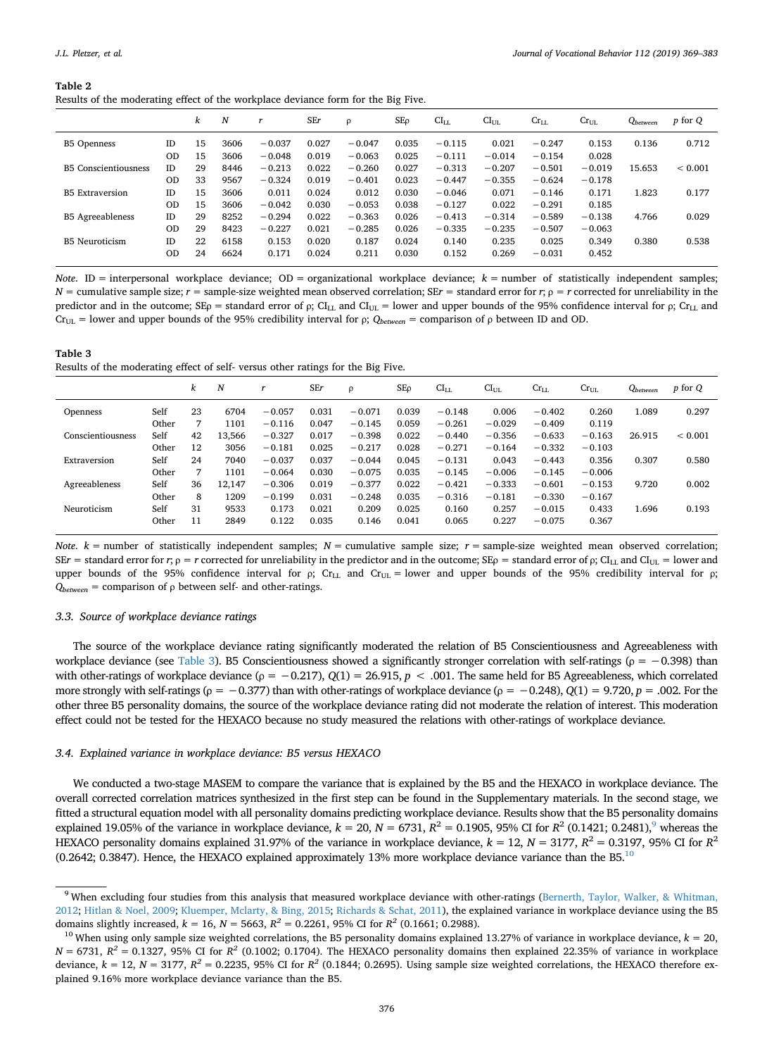**Table 2**
Results of the moderating effect of the workplace deviance form for the Big Five.

| | | $k$ | $N$ | $r$ | SE$r$ | ρ | SEρ | $CI_{LL}$ | $CI_{UL}$ | $Cr_{LL}$ | $Cr_{UL}$ | $Q_{between}$ | $p$ for $Q$ |
|---|---|---|---|---|---|---|---|---|---|---|---|---|---|
| B5 Openness | ID | 15 | 3606 | −0.037 | 0.027 | −0.047 | 0.035 | −0.115 | 0.021 | −0.247 | 0.153 | 0.136 | 0.712 |
| | OD | 15 | 3606 | −0.048 | 0.019 | −0.063 | 0.025 | −0.111 | −0.014 | −0.154 | 0.028 | | |
| B5 Conscientiousness | ID | 29 | 8446 | −0.213 | 0.022 | −0.260 | 0.027 | −0.313 | −0.207 | −0.501 | −0.019 | 15.653 | < 0.001 |
| | OD | 33 | 9567 | −0.324 | 0.019 | −0.401 | 0.023 | −0.447 | −0.355 | −0.624 | −0.178 | | |
| B5 Extraversion | ID | 15 | 3606 | 0.011 | 0.024 | 0.012 | 0.030 | −0.046 | 0.071 | −0.146 | 0.171 | 1.823 | 0.177 |
| | OD | 15 | 3606 | −0.042 | 0.030 | −0.053 | 0.038 | −0.127 | 0.022 | −0.291 | 0.185 | | |
| B5 Agreeableness | ID | 29 | 8252 | −0.294 | 0.022 | −0.363 | 0.026 | −0.413 | −0.314 | −0.589 | −0.138 | 4.766 | 0.029 |
| | OD | 29 | 8423 | −0.227 | 0.021 | −0.285 | 0.026 | −0.335 | −0.235 | −0.507 | −0.063 | | |
| B5 Neuroticism | ID | 22 | 6158 | 0.153 | 0.020 | 0.187 | 0.024 | 0.140 | 0.235 | 0.025 | 0.349 | 0.380 | 0.538 |
| | OD | 24 | 6624 | 0.171 | 0.024 | 0.211 | 0.030 | 0.152 | 0.269 | −0.031 | 0.452 | | |

*Note*. ID = interpersonal workplace deviance; OD = organizational workplace deviance; $k$ = number of statistically independent samples; $N$ = cumulative sample size; $r$ = sample-size weighted mean observed correlation; SE$r$ = standard error for $r$; ρ = $r$ corrected for unreliability in the predictor and in the outcome; SEρ = standard error of ρ; $CI_{LL}$ and $CI_{UL}$ = lower and upper bounds of the 95% confidence interval for ρ; $Cr_{LL}$ and $Cr_{UL}$ = lower and upper bounds of the 95% credibility interval for ρ; $Q_{between}$ = comparison of ρ between ID and OD.

**Table 3**
Results of the moderating effect of self- versus other ratings for the Big Five.

| | | $k$ | $N$ | $r$ | SE$r$ | ρ | SEρ | $CI_{LL}$ | $CI_{UL}$ | $Cr_{LL}$ | $Cr_{UL}$ | $Q_{between}$ | $p$ for $Q$ |
|---|---|---|---|---|---|---|---|---|---|---|---|---|---|
| Openness | Self | 23 | 6704 | −0.057 | 0.031 | −0.071 | 0.039 | −0.148 | 0.006 | −0.402 | 0.260 | 1.089 | 0.297 |
| | Other | 7 | 1101 | −0.116 | 0.047 | −0.145 | 0.059 | −0.261 | −0.029 | −0.409 | 0.119 | | |
| Conscientiousness | Self | 42 | 13,566 | −0.327 | 0.017 | −0.398 | 0.022 | −0.440 | −0.356 | −0.633 | −0.163 | 26.915 | < 0.001 |
| | Other | 12 | 3056 | −0.181 | 0.025 | −0.217 | 0.028 | −0.271 | −0.164 | −0.332 | −0.103 | | |
| Extraversion | Self | 24 | 7040 | −0.037 | 0.037 | −0.044 | 0.045 | −0.131 | 0.043 | −0.443 | 0.356 | 0.307 | 0.580 |
| | Other | 7 | 1101 | −0.064 | 0.030 | −0.075 | 0.035 | −0.145 | −0.006 | −0.145 | −0.006 | | |
| Agreeableness | Self | 36 | 12,147 | −0.306 | 0.019 | −0.377 | 0.022 | −0.421 | −0.333 | −0.601 | −0.153 | 9.720 | 0.002 |
| | Other | 8 | 1209 | −0.199 | 0.031 | −0.248 | 0.035 | −0.316 | −0.181 | −0.330 | −0.167 | | |
| Neuroticism | Self | 31 | 9533 | 0.173 | 0.021 | 0.209 | 0.025 | 0.160 | 0.257 | −0.015 | 0.433 | 1.696 | 0.193 |
| | Other | 11 | 2849 | 0.122 | 0.035 | 0.146 | 0.041 | 0.065 | 0.227 | −0.075 | 0.367 | | |

*Note*. $k$ = number of statistically independent samples; $N$ = cumulative sample size; $r$ = sample-size weighted mean observed correlation; SE$r$ = standard error for $r$; ρ = $r$ corrected for unreliability in the predictor and in the outcome; SEρ = standard error of ρ; $CI_{LL}$ and $CI_{UL}$ = lower and upper bounds of the 95% confidence interval for ρ; $Cr_{LL}$ and $Cr_{UL}$ = lower and upper bounds of the 95% credibility interval for ρ; $Q_{between}$ = comparison of ρ between self- and other-ratings.

### 3.3. Source of workplace deviance ratings

The source of the workplace deviance rating significantly moderated the relation of B5 Conscientiousness and Agreeableness with workplace deviance (see Table 3). B5 Conscientiousness showed a significantly stronger correlation with self-ratings (ρ = −0.398) than with other-ratings of workplace deviance (ρ = −0.217), $Q(1) = 26.915$, $p < .001$. The same held for B5 Agreeableness, which correlated more strongly with self-ratings (ρ = −0.377) than with other-ratings of workplace deviance (ρ = −0.248), $Q(1) = 9.720$, $p = .002$. For the other three B5 personality domains, the source of the workplace deviance rating did not moderate the relation of interest. This moderation effect could not be tested for the HEXACO because no study measured the relations with other-ratings of workplace deviance.

### 3.4. Explained variance in workplace deviance: B5 versus HEXACO

We conducted a two-stage MASEM to compare the variance that is explained by the B5 and the HEXACO in workplace deviance. The overall corrected correlation matrices synthesized in the first step can be found in the Supplementary materials. In the second stage, we fitted a structural equation model with all personality domains predicting workplace deviance. Results show that the B5 personality domains explained 19.05% of the variance in workplace deviance, $k = 20$, $N = 6731$, $R^2 = 0.1905$, 95% CI for $R^2$ (0.1421; 0.2481),[9] whereas the HEXACO personality domains explained 31.97% of the variance in workplace deviance, $k = 12$, $N = 3177$, $R^2 = 0.3197$, 95% CI for $R^2$ (0.2642; 0.3847). Hence, the HEXACO explained approximately 13% more workplace deviance variance than the B5.[10]

[9] When excluding four studies from this analysis that measured workplace deviance with other-ratings (Bernerth, Taylor, Walker, & Whitman, 2012; Hitlan & Noel, 2009; Kluemper, Mclarty, & Bing, 2015; Richards & Schat, 2011), the explained variance in workplace deviance using the B5 domains slightly increased, $k = 16$, $N = 5663$, $R^2 = 0.2261$, 95% CI for $R^2$ (0.1661; 0.2988).

[10] When using only sample size weighted correlations, the B5 personality domains explained 13.27% of variance in workplace deviance, $k = 20$, $N = 6731$, $R^2 = 0.1327$, 95% CI for $R^2$ (0.1002; 0.1704). The HEXACO personality domains then explained 22.35% of variance in workplace deviance, $k = 12$, $N = 3177$, $R^2 = 0.2235$, 95% CI for $R^2$ (0.1844; 0.2695). Using sample size weighted correlations, the HEXACO therefore explained 9.16% more workplace deviance variance than the B5.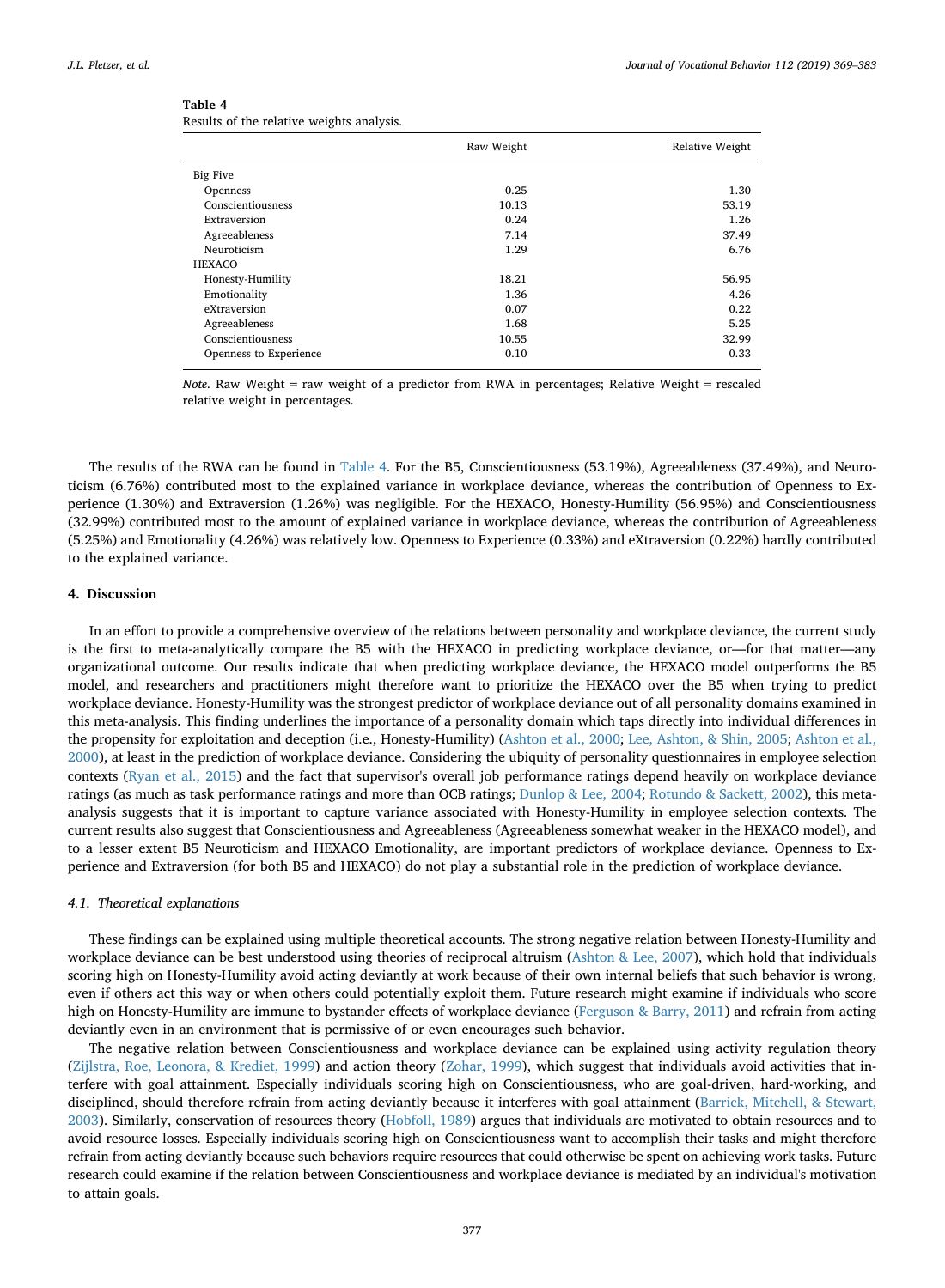**Table 4**
Results of the relative weights analysis.

| | Raw Weight | Relative Weight |
|---|---|---|
| Big Five | | |
| Openness | 0.25 | 1.30 |
| Conscientiousness | 10.13 | 53.19 |
| Extraversion | 0.24 | 1.26 |
| Agreeableness | 7.14 | 37.49 |
| Neuroticism | 1.29 | 6.76 |
| HEXACO | | |
| Honesty-Humility | 18.21 | 56.95 |
| Emotionality | 1.36 | 4.26 |
| eXtraversion | 0.07 | 0.22 |
| Agreeableness | 1.68 | 5.25 |
| Conscientiousness | 10.55 | 32.99 |
| Openness to Experience | 0.10 | 0.33 |

*Note*. Raw Weight = raw weight of a predictor from RWA in percentages; Relative Weight = rescaled relative weight in percentages.

The results of the RWA can be found in Table 4. For the B5, Conscientiousness (53.19%), Agreeableness (37.49%), and Neuroticism (6.76%) contributed most to the explained variance in workplace deviance, whereas the contribution of Openness to Experience (1.30%) and Extraversion (1.26%) was negligible. For the HEXACO, Honesty-Humility (56.95%) and Conscientiousness (32.99%) contributed most to the amount of explained variance in workplace deviance, whereas the contribution of Agreeableness (5.25%) and Emotionality (4.26%) was relatively low. Openness to Experience (0.33%) and eXtraversion (0.22%) hardly contributed to the explained variance.

## 4. Discussion

In an effort to provide a comprehensive overview of the relations between personality and workplace deviance, the current study is the first to meta-analytically compare the B5 with the HEXACO in predicting workplace deviance, or—for that matter—any organizational outcome. Our results indicate that when predicting workplace deviance, the HEXACO model outperforms the B5 model, and researchers and practitioners might therefore want to prioritize the HEXACO over the B5 when trying to predict workplace deviance. Honesty-Humility was the strongest predictor of workplace deviance out of all personality domains examined in this meta-analysis. This finding underlines the importance of a personality domain which taps directly into individual differences in the propensity for exploitation and deception (i.e., Honesty-Humility) (Ashton et al., 2000; Lee, Ashton, & Shin, 2005; Ashton et al., 2000), at least in the prediction of workplace deviance. Considering the ubiquity of personality questionnaires in employee selection contexts (Ryan et al., 2015) and the fact that supervisor's overall job performance ratings depend heavily on workplace deviance ratings (as much as task performance ratings and more than OCB ratings; Dunlop & Lee, 2004; Rotundo & Sackett, 2002), this meta-analysis suggests that it is important to capture variance associated with Honesty-Humility in employee selection contexts. The current results also suggest that Conscientiousness and Agreeableness (Agreeableness somewhat weaker in the HEXACO model), and to a lesser extent B5 Neuroticism and HEXACO Emotionality, are important predictors of workplace deviance. Openness to Experience and Extraversion (for both B5 and HEXACO) do not play a substantial role in the prediction of workplace deviance.

### 4.1. Theoretical explanations

These findings can be explained using multiple theoretical accounts. The strong negative relation between Honesty-Humility and workplace deviance can be best understood using theories of reciprocal altruism (Ashton & Lee, 2007), which hold that individuals scoring high on Honesty-Humility avoid acting deviantly at work because of their own internal beliefs that such behavior is wrong, even if others act this way or when others could potentially exploit them. Future research might examine if individuals who score high on Honesty-Humility are immune to bystander effects of workplace deviance (Ferguson & Barry, 2011) and refrain from acting deviantly even in an environment that is permissive of or even encourages such behavior.

The negative relation between Conscientiousness and workplace deviance can be explained using activity regulation theory (Zijlstra, Roe, Leonora, & Krediet, 1999) and action theory (Zohar, 1999), which suggest that individuals avoid activities that interfere with goal attainment. Especially individuals scoring high on Conscientiousness, who are goal-driven, hard-working, and disciplined, should therefore refrain from acting deviantly because it interferes with goal attainment (Barrick, Mitchell, & Stewart, 2003). Similarly, conservation of resources theory (Hobfoll, 1989) argues that individuals are motivated to obtain resources and to avoid resource losses. Especially individuals scoring high on Conscientiousness want to accomplish their tasks and might therefore refrain from acting deviantly because such behaviors require resources that could otherwise be spent on achieving work tasks. Future research could examine if the relation between Conscientiousness and workplace deviance is mediated by an individual's motivation to attain goals.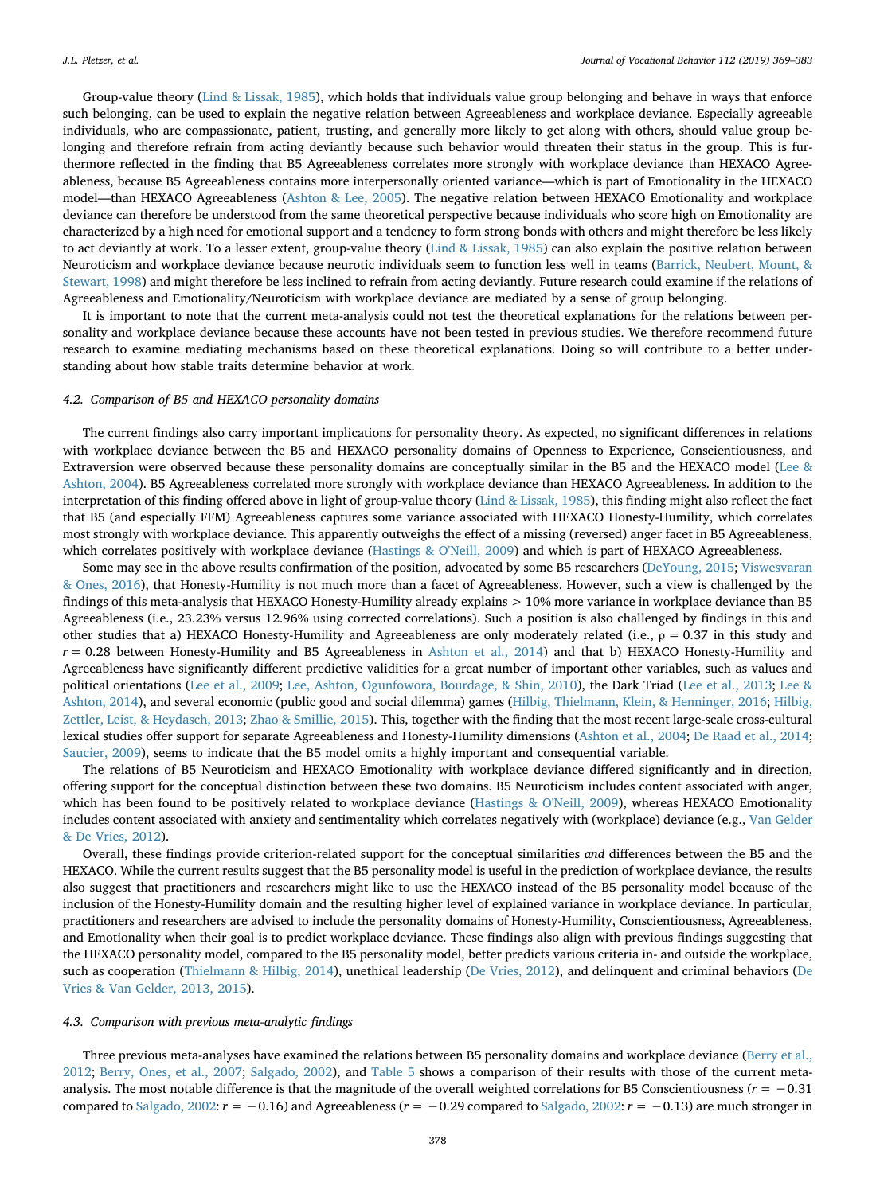Group-value theory (Lind & Lissak, 1985), which holds that individuals value group belonging and behave in ways that enforce such belonging, can be used to explain the negative relation between Agreeableness and workplace deviance. Especially agreeable individuals, who are compassionate, patient, trusting, and generally more likely to get along with others, should value group belonging and therefore refrain from acting deviantly because such behavior would threaten their status in the group. This is furthermore reflected in the finding that B5 Agreeableness correlates more strongly with workplace deviance than HEXACO Agreeableness, because B5 Agreeableness contains more interpersonally oriented variance—which is part of Emotionality in the HEXACO model—than HEXACO Agreeableness (Ashton & Lee, 2005). The negative relation between HEXACO Emotionality and workplace deviance can therefore be understood from the same theoretical perspective because individuals who score high on Emotionality are characterized by a high need for emotional support and a tendency to form strong bonds with others and might therefore be less likely to act deviantly at work. To a lesser extent, group-value theory (Lind & Lissak, 1985) can also explain the positive relation between Neuroticism and workplace deviance because neurotic individuals seem to function less well in teams (Barrick, Neubert, Mount, & Stewart, 1998) and might therefore be less inclined to refrain from acting deviantly. Future research could examine if the relations of Agreeableness and Emotionality/Neuroticism with workplace deviance are mediated by a sense of group belonging.

It is important to note that the current meta-analysis could not test the theoretical explanations for the relations between personality and workplace deviance because these accounts have not been tested in previous studies. We therefore recommend future research to examine mediating mechanisms based on these theoretical explanations. Doing so will contribute to a better understanding about how stable traits determine behavior at work.

### 4.2. Comparison of B5 and HEXACO personality domains

The current findings also carry important implications for personality theory. As expected, no significant differences in relations with workplace deviance between the B5 and HEXACO personality domains of Openness to Experience, Conscientiousness, and Extraversion were observed because these personality domains are conceptually similar in the B5 and the HEXACO model (Lee & Ashton, 2004). B5 Agreeableness correlated more strongly with workplace deviance than HEXACO Agreeableness. In addition to the interpretation of this finding offered above in light of group-value theory (Lind & Lissak, 1985), this finding might also reflect the fact that B5 (and especially FFM) Agreeableness captures some variance associated with HEXACO Honesty-Humility, which correlates most strongly with workplace deviance. This apparently outweighs the effect of a missing (reversed) anger facet in B5 Agreeableness, which correlates positively with workplace deviance (Hastings & O'Neill, 2009) and which is part of HEXACO Agreeableness.

Some may see in the above results confirmation of the position, advocated by some B5 researchers (DeYoung, 2015; Viswesvaran & Ones, 2016), that Honesty-Humility is not much more than a facet of Agreeableness. However, such a view is challenged by the findings of this meta-analysis that HEXACO Honesty-Humility already explains > 10% more variance in workplace deviance than B5 Agreeableness (i.e., 23.23% versus 12.96% using corrected correlations). Such a position is also challenged by findings in this and other studies that a) HEXACO Honesty-Humility and Agreeableness are only moderately related (i.e., $\rho = 0.37$ in this study and $r = 0.28$ between Honesty-Humility and B5 Agreeableness in Ashton et al., 2014) and that b) HEXACO Honesty-Humility and Agreeableness have significantly different predictive validities for a great number of important other variables, such as values and political orientations (Lee et al., 2009; Lee, Ashton, Ogunfowora, Bourdage, & Shin, 2010), the Dark Triad (Lee et al., 2013; Lee & Ashton, 2014), and several economic (public good and social dilemma) games (Hilbig, Thielmann, Klein, & Henninger, 2016; Hilbig, Zettler, Leist, & Heydasch, 2013; Zhao & Smillie, 2015). This, together with the finding that the most recent large-scale cross-cultural lexical studies offer support for separate Agreeableness and Honesty-Humility dimensions (Ashton et al., 2004; De Raad et al., 2014; Saucier, 2009), seems to indicate that the B5 model omits a highly important and consequential variable.

The relations of B5 Neuroticism and HEXACO Emotionality with workplace deviance differed significantly and in direction, offering support for the conceptual distinction between these two domains. B5 Neuroticism includes content associated with anger, which has been found to be positively related to workplace deviance (Hastings & O'Neill, 2009), whereas HEXACO Emotionality includes content associated with anxiety and sentimentality which correlates negatively with (workplace) deviance (e.g., Van Gelder & De Vries, 2012).

Overall, these findings provide criterion-related support for the conceptual similarities *and* differences between the B5 and the HEXACO. While the current results suggest that the B5 personality model is useful in the prediction of workplace deviance, the results also suggest that practitioners and researchers might like to use the HEXACO instead of the B5 personality model because of the inclusion of the Honesty-Humility domain and the resulting higher level of explained variance in workplace deviance. In particular, practitioners and researchers are advised to include the personality domains of Honesty-Humility, Conscientiousness, Agreeableness, and Emotionality when their goal is to predict workplace deviance. These findings also align with previous findings suggesting that the HEXACO personality model, compared to the B5 personality model, better predicts various criteria in- and outside the workplace, such as cooperation (Thielmann & Hilbig, 2014), unethical leadership (De Vries, 2012), and delinquent and criminal behaviors (De Vries & Van Gelder, 2013, 2015).

### 4.3. Comparison with previous meta-analytic findings

Three previous meta-analyses have examined the relations between B5 personality domains and workplace deviance (Berry et al., 2012; Berry, Ones, et al., 2007; Salgado, 2002), and Table 5 shows a comparison of their results with those of the current meta-analysis. The most notable difference is that the magnitude of the overall weighted correlations for B5 Conscientiousness ($r = -0.31$ compared to Salgado, 2002: $r = -0.16$) and Agreeableness ($r = -0.29$ compared to Salgado, 2002: $r = -0.13$) are much stronger in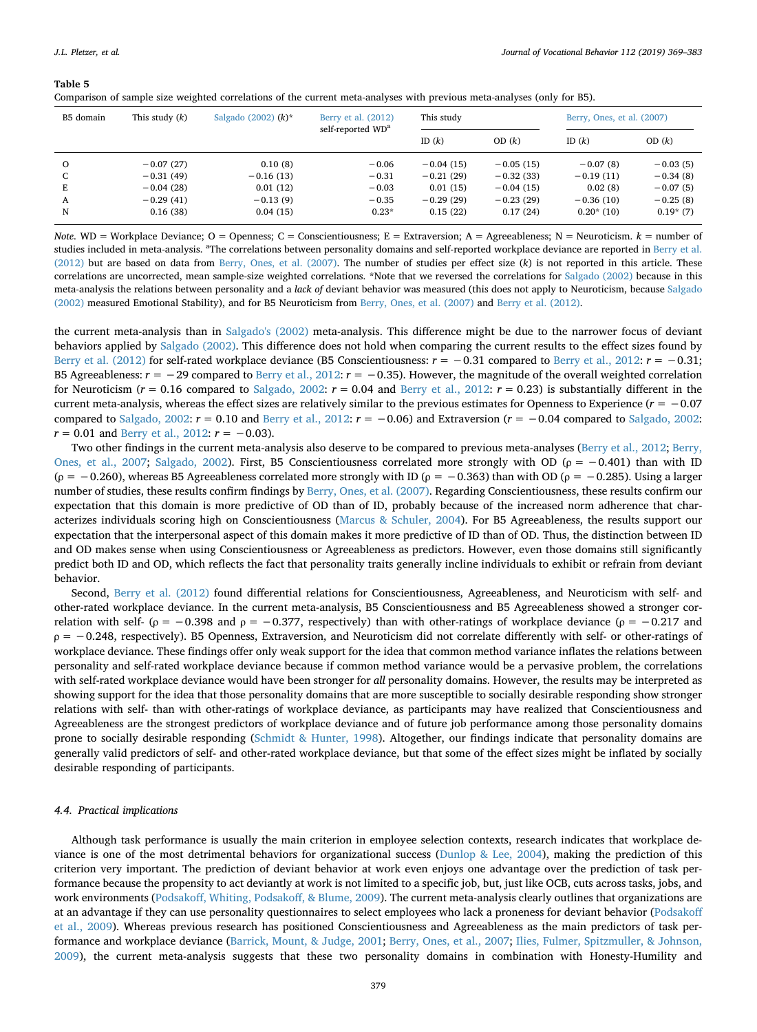**Table 5**
Comparison of sample size weighted correlations of the current meta-analyses with previous meta-analyses (only for B5).

| B5 domain | This study (*k*) | Salgado (2002) (*k*)* | Berry et al. (2012) self-reported WD[a] | This study | | Berry, Ones, et al. (2007) | |
|---|---|---|---|---|---|---|---|
| | | | | ID (*k*) | OD (*k*) | ID (*k*) | OD (*k*) |
| O | −0.07 (27) | 0.10 (8) | −0.06 | −0.04 (15) | −0.05 (15) | −0.07 (8) | −0.03 (5) |
| C | −0.31 (49) | −0.16 (13) | −0.31 | −0.21 (29) | −0.32 (33) | −0.19 (11) | −0.34 (8) |
| E | −0.04 (28) | 0.01 (12) | −0.03 | 0.01 (15) | −0.04 (15) | 0.02 (8) | −0.07 (5) |
| A | −0.29 (41) | −0.13 (9) | −0.35 | −0.29 (29) | −0.23 (29) | −0.36 (10) | −0.25 (8) |
| N | 0.16 (38) | 0.04 (15) | 0.23* | 0.15 (22) | 0.17 (24) | 0.20* (10) | 0.19* (7) |

*Note*. WD = Workplace Deviance; O = Openness; C = Conscientiousness; E = Extraversion; A = Agreeableness; N = Neuroticism. *k* = number of studies included in meta-analysis. [a]The correlations between personality domains and self-reported workplace deviance are reported in Berry et al. (2012) but are based on data from Berry, Ones, et al. (2007). The number of studies per effect size (*k*) is not reported in this article. These correlations are uncorrected, mean sample-size weighted correlations. *Note that we reversed the correlations for Salgado (2002) because in this meta-analysis the relations between personality and a *lack of* deviant behavior was measured (this does not apply to Neuroticism, because Salgado (2002) measured Emotional Stability), and for B5 Neuroticism from Berry, Ones, et al. (2007) and Berry et al. (2012).

the current meta-analysis than in Salgado's (2002) meta-analysis. This difference might be due to the narrower focus of deviant behaviors applied by Salgado (2002). This difference does not hold when comparing the current results to the effect sizes found by Berry et al. (2012) for self-rated workplace deviance (B5 Conscientiousness: $r = -0.31$ compared to Berry et al., 2012: $r = -0.31$; B5 Agreeableness: $r = -29$ compared to Berry et al., 2012: $r = -0.35$). However, the magnitude of the overall weighted correlation for Neuroticism ($r = 0.16$ compared to Salgado, 2002: $r = 0.04$ and Berry et al., 2012: $r = 0.23$) is substantially different in the current meta-analysis, whereas the effect sizes are relatively similar to the previous estimates for Openness to Experience ($r = -0.07$ compared to Salgado, 2002: $r = 0.10$ and Berry et al., 2012: $r = -0.06$) and Extraversion ($r = -0.04$ compared to Salgado, 2002: $r = 0.01$ and Berry et al., 2012: $r = -0.03$).

Two other findings in the current meta-analysis also deserve to be compared to previous meta-analyses (Berry et al., 2012; Berry, Ones, et al., 2007; Salgado, 2002). First, B5 Conscientiousness correlated more strongly with OD ($\rho = -0.401$) than with ID ($\rho = -0.260$), whereas B5 Agreeableness correlated more strongly with ID ($\rho = -0.363$) than with OD ($\rho = -0.285$). Using a larger number of studies, these results confirm findings by Berry, Ones, et al. (2007). Regarding Conscientiousness, these results confirm our expectation that this domain is more predictive of OD than of ID, probably because of the increased norm adherence that characterizes individuals scoring high on Conscientiousness (Marcus & Schuler, 2004). For B5 Agreeableness, the results support our expectation that the interpersonal aspect of this domain makes it more predictive of ID than of OD. Thus, the distinction between ID and OD makes sense when using Conscientiousness or Agreeableness as predictors. However, even those domains still significantly predict both ID and OD, which reflects the fact that personality traits generally incline individuals to exhibit or refrain from deviant behavior.

Second, Berry et al. (2012) found differential relations for Conscientiousness, Agreeableness, and Neuroticism with self- and other-rated workplace deviance. In the current meta-analysis, B5 Conscientiousness and B5 Agreeableness showed a stronger correlation with self- ($\rho = -0.398$ and $\rho = -0.377$, respectively) than with other-ratings of workplace deviance ($\rho = -0.217$ and $\rho = -0.248$, respectively). B5 Openness, Extraversion, and Neuroticism did not correlate differently with self- or other-ratings of workplace deviance. These findings offer only weak support for the idea that common method variance inflates the relations between personality and self-rated workplace deviance because if common method variance would be a pervasive problem, the correlations with self-rated workplace deviance would have been stronger for *all* personality domains. However, the results may be interpreted as showing support for the idea that those personality domains that are more susceptible to socially desirable responding show stronger relations with self- than with other-ratings of workplace deviance, as participants may have realized that Conscientiousness and Agreeableness are the strongest predictors of workplace deviance and of future job performance among those personality domains prone to socially desirable responding (Schmidt & Hunter, 1998). Altogether, our findings indicate that personality domains are generally valid predictors of self- and other-rated workplace deviance, but that some of the effect sizes might be inflated by socially desirable responding of participants.

### 4.4. Practical implications

Although task performance is usually the main criterion in employee selection contexts, research indicates that workplace deviance is one of the most detrimental behaviors for organizational success (Dunlop & Lee, 2004), making the prediction of this criterion very important. The prediction of deviant behavior at work even enjoys one advantage over the prediction of task performance because the propensity to act deviantly at work is not limited to a specific job, but, just like OCB, cuts across tasks, jobs, and work environments (Podsakoff, Whiting, Podsakoff, & Blume, 2009). The current meta-analysis clearly outlines that organizations are at an advantage if they can use personality questionnaires to select employees who lack a proneness for deviant behavior (Podsakoff et al., 2009). Whereas previous research has positioned Conscientiousness and Agreeableness as the main predictors of task performance and workplace deviance (Barrick, Mount, & Judge, 2001; Berry, Ones, et al., 2007; Ilies, Fulmer, Spitzmuller, & Johnson, 2009), the current meta-analysis suggests that these two personality domains in combination with Honesty-Humility and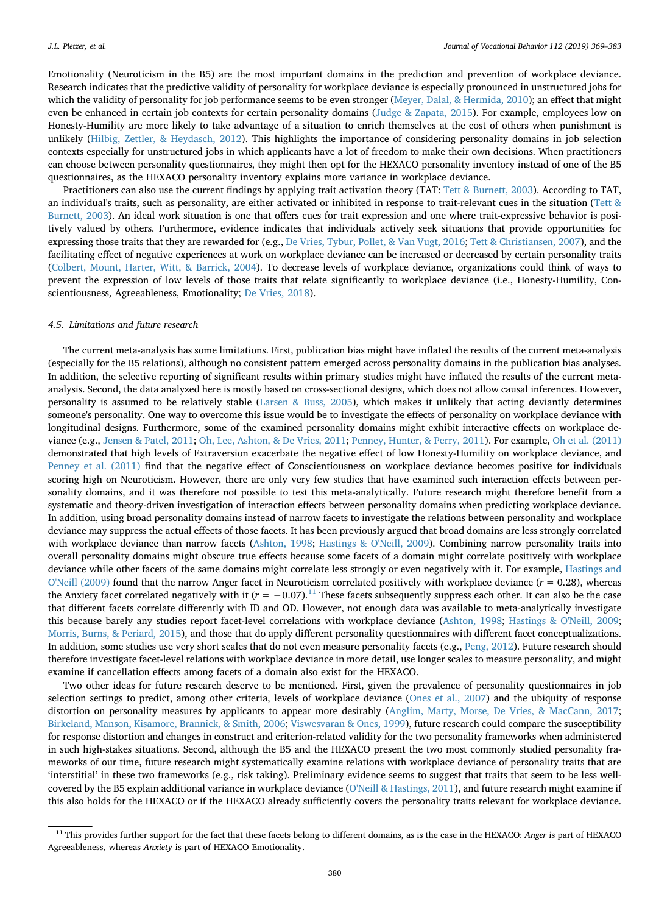Emotionality (Neuroticism in the B5) are the most important domains in the prediction and prevention of workplace deviance. Research indicates that the predictive validity of personality for workplace deviance is especially pronounced in unstructured jobs for which the validity of personality for job performance seems to be even stronger (Meyer, Dalal, & Hermida, 2010); an effect that might even be enhanced in certain job contexts for certain personality domains (Judge & Zapata, 2015). For example, employees low on Honesty-Humility are more likely to take advantage of a situation to enrich themselves at the cost of others when punishment is unlikely (Hilbig, Zettler, & Heydasch, 2012). This highlights the importance of considering personality domains in job selection contexts especially for unstructured jobs in which applicants have a lot of freedom to make their own decisions. When practitioners can choose between personality questionnaires, they might then opt for the HEXACO personality inventory instead of one of the B5 questionnaires, as the HEXACO personality inventory explains more variance in workplace deviance.

Practitioners can also use the current findings by applying trait activation theory (TAT: Tett & Burnett, 2003). According to TAT, an individual's traits, such as personality, are either activated or inhibited in response to trait-relevant cues in the situation (Tett & Burnett, 2003). An ideal work situation is one that offers cues for trait expression and one where trait-expressive behavior is positively valued by others. Furthermore, evidence indicates that individuals actively seek situations that provide opportunities for expressing those traits that they are rewarded for (e.g., De Vries, Tybur, Pollet, & Van Vugt, 2016; Tett & Christiansen, 2007), and the facilitating effect of negative experiences at work on workplace deviance can be increased or decreased by certain personality traits (Colbert, Mount, Harter, Witt, & Barrick, 2004). To decrease levels of workplace deviance, organizations could think of ways to prevent the expression of low levels of those traits that relate significantly to workplace deviance (i.e., Honesty-Humility, Conscientiousness, Agreeableness, Emotionality; De Vries, 2018).

### *4.5. Limitations and future research*

The current meta-analysis has some limitations. First, publication bias might have inflated the results of the current meta-analysis (especially for the B5 relations), although no consistent pattern emerged across personality domains in the publication bias analyses. In addition, the selective reporting of significant results within primary studies might have inflated the results of the current meta-analysis. Second, the data analyzed here is mostly based on cross-sectional designs, which does not allow causal inferences. However, personality is assumed to be relatively stable (Larsen & Buss, 2005), which makes it unlikely that acting deviantly determines someone's personality. One way to overcome this issue would be to investigate the effects of personality on workplace deviance with longitudinal designs. Furthermore, some of the examined personality domains might exhibit interactive effects on workplace deviance (e.g., Jensen & Patel, 2011; Oh, Lee, Ashton, & De Vries, 2011; Penney, Hunter, & Perry, 2011). For example, Oh et al. (2011) demonstrated that high levels of Extraversion exacerbate the negative effect of low Honesty-Humility on workplace deviance, and Penney et al. (2011) find that the negative effect of Conscientiousness on workplace deviance becomes positive for individuals scoring high on Neuroticism. However, there are only very few studies that have examined such interaction effects between personality domains, and it was therefore not possible to test this meta-analytically. Future research might therefore benefit from a systematic and theory-driven investigation of interaction effects between personality domains when predicting workplace deviance. In addition, using broad personality domains instead of narrow facets to investigate the relations between personality and workplace deviance may suppress the actual effects of those facets. It has been previously argued that broad domains are less strongly correlated with workplace deviance than narrow facets (Ashton, 1998; Hastings & O'Neill, 2009). Combining narrow personality traits into overall personality domains might obscure true effects because some facets of a domain might correlate positively with workplace deviance while other facets of the same domains might correlate less strongly or even negatively with it. For example, Hastings and O'Neill (2009) found that the narrow Anger facet in Neuroticism correlated positively with workplace deviance ($r = 0.28$), whereas the Anxiety facet correlated negatively with it ($r = -0.07$).[11] These facets subsequently suppress each other. It can also be the case that different facets correlate differently with ID and OD. However, not enough data was available to meta-analytically investigate this because barely any studies report facet-level correlations with workplace deviance (Ashton, 1998; Hastings & O'Neill, 2009; Morris, Burns, & Periard, 2015), and those that do apply different personality questionnaires with different facet conceptualizations. In addition, some studies use very short scales that do not even measure personality facets (e.g., Peng, 2012). Future research should therefore investigate facet-level relations with workplace deviance in more detail, use longer scales to measure personality, and might examine if cancellation effects among facets of a domain also exist for the HEXACO.

Two other ideas for future research deserve to be mentioned. First, given the prevalence of personality questionnaires in job selection settings to predict, among other criteria, levels of workplace deviance (Ones et al., 2007) and the ubiquity of response distortion on personality measures by applicants to appear more desirably (Anglim, Marty, Morse, De Vries, & MacCann, 2017; Birkeland, Manson, Kisamore, Brannick, & Smith, 2006; Viswesvaran & Ones, 1999), future research could compare the susceptibility for response distortion and changes in construct and criterion-related validity for the two personality frameworks when administered in such high-stakes situations. Second, although the B5 and the HEXACO present the two most commonly studied personality frameworks of our time, future research might systematically examine relations with workplace deviance of personality traits that are 'interstitial' in these two frameworks (e.g., risk taking). Preliminary evidence seems to suggest that traits that seem to be less well-covered by the B5 explain additional variance in workplace deviance (O'Neill & Hastings, 2011), and future research might examine if this also holds for the HEXACO or if the HEXACO already sufficiently covers the personality traits relevant for workplace deviance.

---

[11] This provides further support for the fact that these facets belong to different domains, as is the case in the HEXACO: *Anger* is part of HEXACO Agreeableness, whereas *Anxiety* is part of HEXACO Emotionality.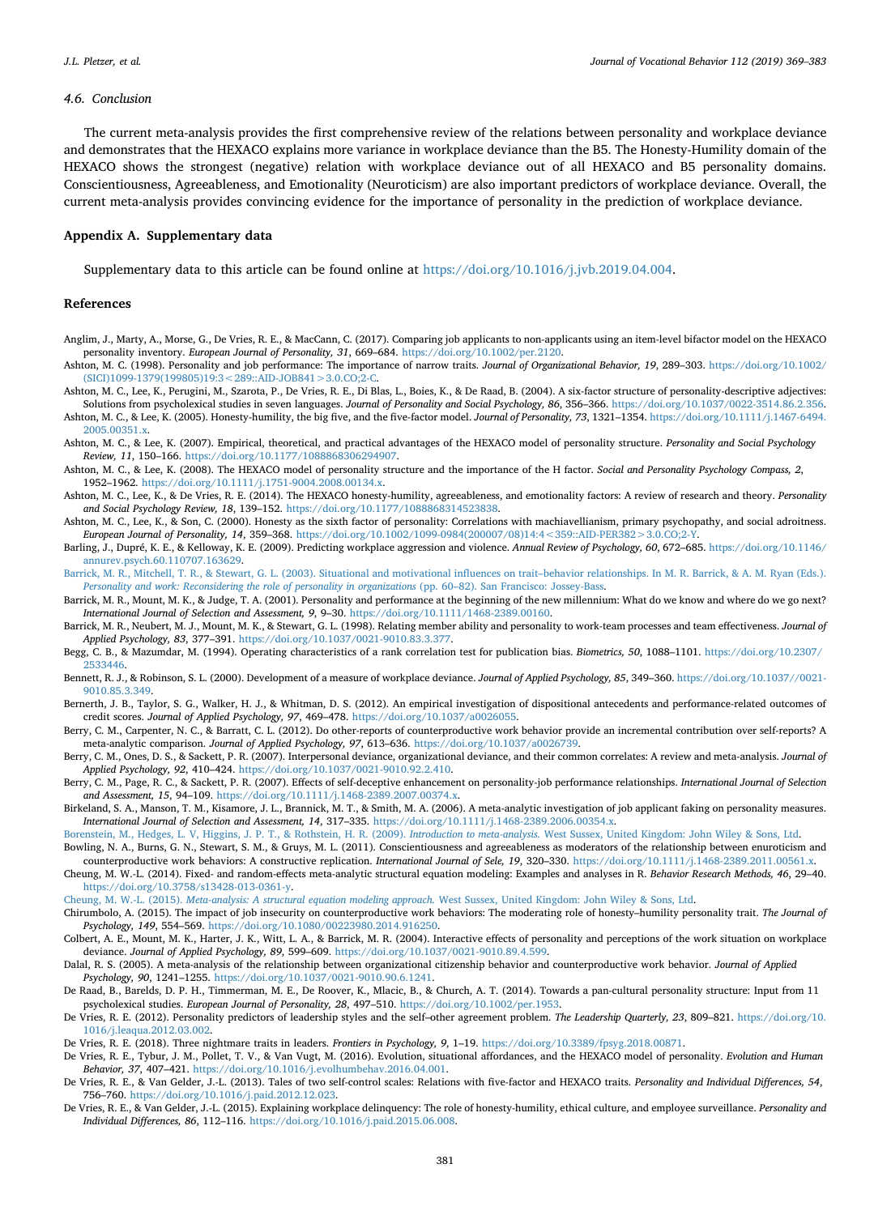### 4.6. Conclusion

The current meta-analysis provides the first comprehensive review of the relations between personality and workplace deviance and demonstrates that the HEXACO explains more variance in workplace deviance than the B5. The Honesty-Humility domain of the HEXACO shows the strongest (negative) relation with workplace deviance out of all HEXACO and B5 personality domains. Conscientiousness, Agreeableness, and Emotionality (Neuroticism) are also important predictors of workplace deviance. Overall, the current meta-analysis provides convincing evidence for the importance of personality in the prediction of workplace deviance.

## Appendix A. Supplementary data

Supplementary data to this article can be found online at https://doi.org/10.1016/j.jvb.2019.04.004.

## References

Anglim, J., Marty, A., Morse, G., De Vries, R. E., & MacCann, C. (2017). Comparing job applicants to non-applicants using an item-level bifactor model on the HEXACO personality inventory. *European Journal of Personality, 31*, 669–684. https://doi.org/10.1002/per.2120.

Ashton, M. C. (1998). Personality and job performance: The importance of narrow traits. *Journal of Organizational Behavior, 19*, 289–303. https://doi.org/10.1002/(SICI)1099-1379(199805)19:3<289::AID-JOB841>3.0.CO;2-C.

Ashton, M. C., Lee, K., Perugini, M., Szarota, P., De Vries, R. E., Di Blas, L., Boies, K., & De Raad, B. (2004). A six-factor structure of personality-descriptive adjectives: Solutions from psycholexical studies in seven languages. *Journal of Personality and Social Psychology, 86*, 356–366. https://doi.org/10.1037/0022-3514.86.2.356.

Ashton, M. C., & Lee, K. (2005). Honesty-humility, the big five, and the five-factor model. *Journal of Personality, 73*, 1321–1354. https://doi.org/10.1111/j.1467-6494.2005.00351.x.

Ashton, M. C., & Lee, K. (2007). Empirical, theoretical, and practical advantages of the HEXACO model of personality structure. *Personality and Social Psychology Review, 11*, 150–166. https://doi.org/10.1177/1088868306294907.

Ashton, M. C., & Lee, K. (2008). The HEXACO model of personality structure and the importance of the H factor. *Social and Personality Psychology Compass, 2*, 1952–1962. https://doi.org/10.1111/j.1751-9004.2008.00134.x.

Ashton, M. C., Lee, K., & De Vries, R. E. (2014). The HEXACO honesty-humility, agreeableness, and emotionality factors: A review of research and theory. *Personality and Social Psychology Review, 18*, 139–152. https://doi.org/10.1177/1088868314523838.

Ashton, M. C., Lee, K., & Son, C. (2000). Honesty as the sixth factor of personality: Correlations with machiavellianism, primary psychopathy, and social adroitness. *European Journal of Personality, 14*, 359–368. https://doi.org/10.1002/1099-0984(200007/08)14:4<359::AID-PER382>3.0.CO;2-Y.

Barling, J., Dupré, K. E., & Kelloway, K. E. (2009). Predicting workplace aggression and violence. *Annual Review of Psychology, 60*, 672–685. https://doi.org/10.1146/annurev.psych.60.110707.163629.

Barrick, M. R., Mitchell, T. R., & Stewart, G. L. (2003). Situational and motivational influences on trait–behavior relationships. In M. R. Barrick, & A. M. Ryan (Eds.). *Personality and work: Reconsidering the role of personality in organizations* (pp. 60–82). San Francisco: Jossey-Bass.

Barrick, M. R., Mount, M. K., & Judge, T. A. (2001). Personality and performance at the beginning of the new millennium: What do we know and where do we go next? *International Journal of Selection and Assessment, 9*, 9–30. https://doi.org/10.1111/1468-2389.00160.

Barrick, M. R., Neubert, M. J., Mount, M. K., & Stewart, G. L. (1998). Relating member ability and personality to work-team processes and team effectiveness. *Journal of Applied Psychology, 83*, 377–391. https://doi.org/10.1037/0021-9010.83.3.377.

Begg, C. B., & Mazumdar, M. (1994). Operating characteristics of a rank correlation test for publication bias. *Biometrics, 50*, 1088–1101. https://doi.org/10.2307/2533446.

Bennett, R. J., & Robinson, S. L. (2000). Development of a measure of workplace deviance. *Journal of Applied Psychology, 85*, 349–360. https://doi.org/10.1037//0021-9010.85.3.349.

Bernerth, J. B., Taylor, S. G., Walker, H. J., & Whitman, D. S. (2012). An empirical investigation of dispositional antecedents and performance-related outcomes of credit scores. *Journal of Applied Psychology, 97*, 469–478. https://doi.org/10.1037/a0026055.

Berry, C. M., Carpenter, N. C., & Barratt, C. L. (2012). Do other-reports of counterproductive work behavior provide an incremental contribution over self-reports? A meta-analytic comparison. *Journal of Applied Psychology, 97*, 613–636. https://doi.org/10.1037/a0026739.

Berry, C. M., Ones, D. S., & Sackett, P. R. (2007). Interpersonal deviance, organizational deviance, and their common correlates: A review and meta-analysis. *Journal of Applied Psychology, 92*, 410–424. https://doi.org/10.1037/0021-9010.92.2.410.

Berry, C. M., Page, R. C., & Sackett, P. R. (2007). Effects of self-deceptive enhancement on personality-job performance relationships. *International Journal of Selection and Assessment, 15*, 94–109. https://doi.org/10.1111/j.1468-2389.2007.00374.x.

Birkeland, S. A., Manson, T. M., Kisamore, J. L., Brannick, M. T., & Smith, M. A. (2006). A meta-analytic investigation of job applicant faking on personality measures. *International Journal of Selection and Assessment, 14*, 317–335. https://doi.org/10.1111/j.1468-2389.2006.00354.x.

Borenstein, M., Hedges, L. V, Higgins, J. P. T., & Rothstein, H. R. (2009). *Introduction to meta-analysis.* West Sussex, United Kingdom: John Wiley & Sons, Ltd.

Bowling, N. A., Burns, G. N., Stewart, S. M., & Gruys, M. L. (2011). Conscientiousness and agreeableness as moderators of the relationship between enuroticism and counterproductive work behaviors: A constructive replication. *International Journal of Sele, 19*, 320–330. https://doi.org/10.1111/j.1468-2389.2011.00561.x.

Cheung, M. W.-L. (2014). Fixed- and random-effects meta-analytic structural equation modeling: Examples and analyses in R. *Behavior Research Methods, 46*, 29–40. https://doi.org/10.3758/s13428-013-0361-y.

Cheung, M. W.-L. (2015). *Meta-analysis: A structural equation modeling approach.* West Sussex, United Kingdom: John Wiley & Sons, Ltd.

Chirumbolo, A. (2015). The impact of job insecurity on counterproductive work behaviors: The moderating role of honesty–humility personality trait. *The Journal of Psychology, 149*, 554–569. https://doi.org/10.1080/00223980.2014.916250.

Colbert, A. E., Mount, M. K., Harter, J. K., Witt, L. A., & Barrick, M. R. (2004). Interactive effects of personality and perceptions of the work situation on workplace deviance. *Journal of Applied Psychology, 89*, 599–609. https://doi.org/10.1037/0021-9010.89.4.599.

Dalal, R. S. (2005). A meta-analysis of the relationship between organizational citizenship behavior and counterproductive work behavior. *Journal of Applied Psychology, 90*, 1241–1255. https://doi.org/10.1037/0021-9010.90.6.1241.

De Raad, B., Barelds, D. P. H., Timmerman, M. E., De Roover, K., Mlacic, B., & Church, A. T. (2014). Towards a pan-cultural personality structure: Input from 11 psycholexical studies. *European Journal of Personality, 28*, 497–510. https://doi.org/10.1002/per.1953.

De Vries, R. E. (2012). Personality predictors of leadership styles and the self–other agreement problem. *The Leadership Quarterly, 23*, 809–821. https://doi.org/10.1016/j.leaqua.2012.03.002.

De Vries, R. E. (2018). Three nightmare traits in leaders. *Frontiers in Psychology, 9*, 1–19. https://doi.org/10.3389/fpsyg.2018.00871.

De Vries, R. E., Tybur, J. M., Pollet, T. V., & Van Vugt, M. (2016). Evolution, situational affordances, and the HEXACO model of personality. *Evolution and Human Behavior, 37*, 407–421. https://doi.org/10.1016/j.evolhumbehav.2016.04.001.

De Vries, R. E., & Van Gelder, J.-L. (2013). Tales of two self-control scales: Relations with five-factor and HEXACO traits. *Personality and Individual Differences, 54*, 756–760. https://doi.org/10.1016/j.paid.2012.12.023.

De Vries, R. E., & Van Gelder, J.-L. (2015). Explaining workplace delinquency: The role of honesty-humility, ethical culture, and employee surveillance. *Personality and Individual Differences, 86*, 112–116. https://doi.org/10.1016/j.paid.2015.06.008.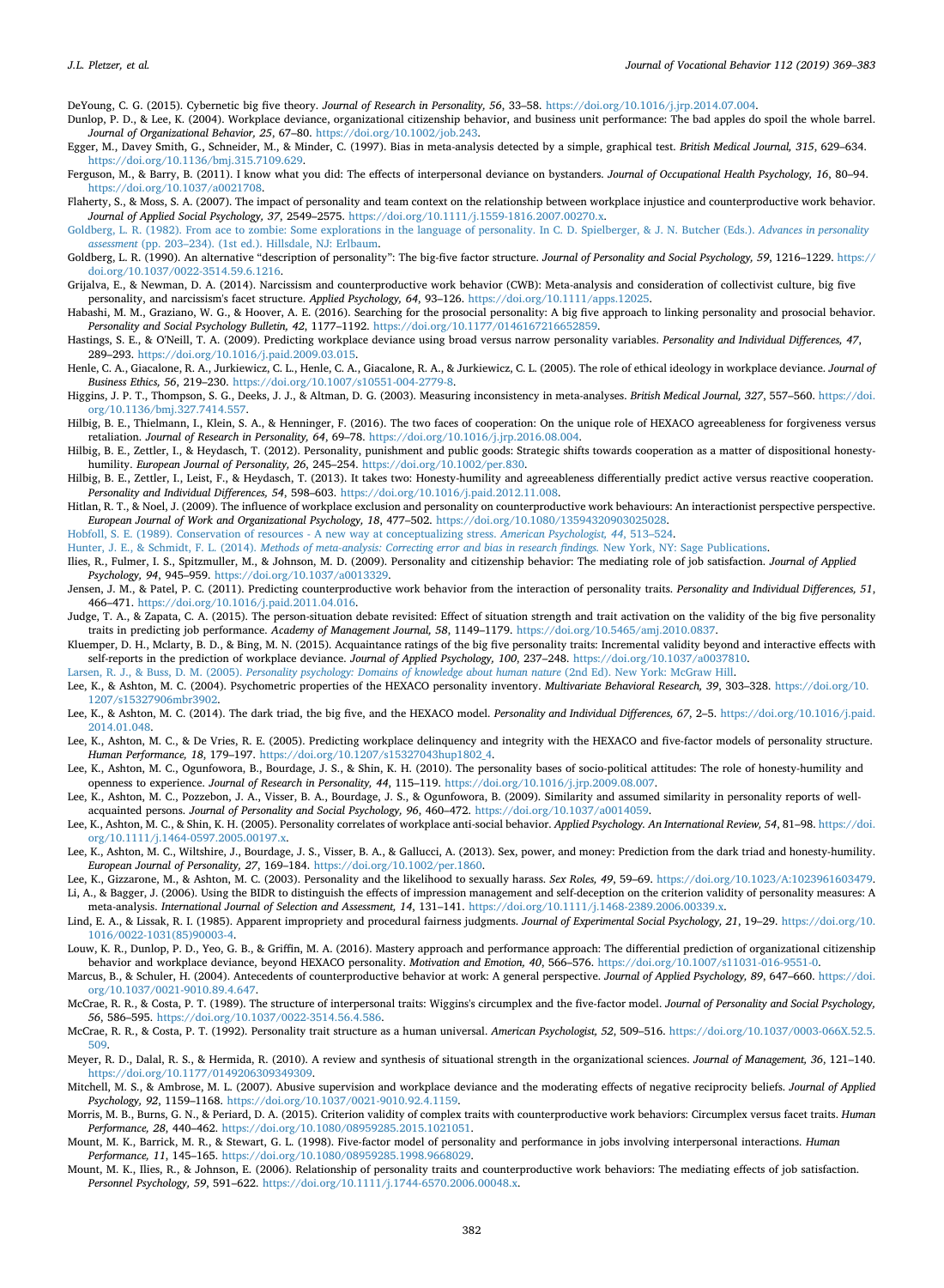DeYoung, C. G. (2015). Cybernetic big five theory. *Journal of Research in Personality, 56*, 33–58. https://doi.org/10.1016/j.jrp.2014.07.004.

Dunlop, P. D., & Lee, K. (2004). Workplace deviance, organizational citizenship behavior, and business unit performance: The bad apples do spoil the whole barrel. *Journal of Organizational Behavior, 25*, 67–80. https://doi.org/10.1002/job.243.

Egger, M., Davey Smith, G., Schneider, M., & Minder, C. (1997). Bias in meta-analysis detected by a simple, graphical test. *British Medical Journal, 315*, 629–634. https://doi.org/10.1136/bmj.315.7109.629.

Ferguson, M., & Barry, B. (2011). I know what you did: The effects of interpersonal deviance on bystanders. *Journal of Occupational Health Psychology, 16*, 80–94. https://doi.org/10.1037/a0021708.

Flaherty, S., & Moss, S. A. (2007). The impact of personality and team context on the relationship between workplace injustice and counterproductive work behavior. *Journal of Applied Social Psychology, 37*, 2549–2575. https://doi.org/10.1111/j.1559-1816.2007.00270.x.

Goldberg, L. R. (1982). From ace to zombie: Some explorations in the language of personality. In C. D. Spielberger, & J. N. Butcher (Eds.). *Advances in personality assessment* (pp. 203–234). (1st ed.). Hillsdale, NJ: Erlbaum.

Goldberg, L. R. (1990). An alternative "description of personality": The big-five factor structure. *Journal of Personality and Social Psychology, 59*, 1216–1229. https://doi.org/10.1037/0022-3514.59.6.1216.

Grijalva, E., & Newman, D. A. (2014). Narcissism and counterproductive work behavior (CWB): Meta-analysis and consideration of collectivist culture, big five personality, and narcissism's facet structure. *Applied Psychology, 64*, 93–126. https://doi.org/10.1111/apps.12025.

Habashi, M. M., Graziano, W. G., & Hoover, A. E. (2016). Searching for the prosocial personality: A big five approach to linking personality and prosocial behavior. *Personality and Social Psychology Bulletin, 42*, 1177–1192. https://doi.org/10.1177/0146167216652859.

Hastings, S. E., & O'Neill, T. A. (2009). Predicting workplace deviance using broad versus narrow personality variables. *Personality and Individual Differences, 47*, 289–293. https://doi.org/10.1016/j.paid.2009.03.015.

Henle, C. A., Giacalone, R. A., Jurkiewicz, C. L., Henle, C. A., Giacalone, R. A., & Jurkiewicz, C. L. (2005). The role of ethical ideology in workplace deviance. *Journal of Business Ethics, 56*, 219–230. https://doi.org/10.1007/s10551-004-2779-8.

Higgins, J. P. T., Thompson, S. G., Deeks, J. J., & Altman, D. G. (2003). Measuring inconsistency in meta-analyses. *British Medical Journal, 327*, 557–560. https://doi.org/10.1136/bmj.327.7414.557.

Hilbig, B. E., Thielmann, I., Klein, S. A., & Henninger, F. (2016). The two faces of cooperation: On the unique role of HEXACO agreeableness for forgiveness versus retaliation. *Journal of Research in Personality, 64*, 69–78. https://doi.org/10.1016/j.jrp.2016.08.004.

Hilbig, B. E., Zettler, I., & Heydasch, T. (2012). Personality, punishment and public goods: Strategic shifts towards cooperation as a matter of dispositional honesty-humility. *European Journal of Personality, 26*, 245–254. https://doi.org/10.1002/per.830.

Hilbig, B. E., Zettler, I., Leist, F., & Heydasch, T. (2013). It takes two: Honesty-humility and agreeableness differentially predict active versus reactive cooperation. *Personality and Individual Differences, 54*, 598–603. https://doi.org/10.1016/j.paid.2012.11.008.

Hitlan, R. T., & Noel, J. (2009). The influence of workplace exclusion and personality on counterproductive work behaviours: An interactionist perspective perspective. *European Journal of Work and Organizational Psychology, 18*, 477–502. https://doi.org/10.1080/13594320903025028.

Hobfoll, S. E. (1989). Conservation of resources - A new way at conceptualizing stress. *American Psychologist, 44*, 513–524.

Hunter, J. E., & Schmidt, F. L. (2014). *Methods of meta-analysis: Correcting error and bias in research findings.* New York, NY: Sage Publications.

Ilies, R., Fulmer, I. S., Spitzmuller, M., & Johnson, M. D. (2009). Personality and citizenship behavior: The mediating role of job satisfaction. *Journal of Applied Psychology, 94*, 945–959. https://doi.org/10.1037/a0013329.

Jensen, J. M., & Patel, P. C. (2011). Predicting counterproductive work behavior from the interaction of personality traits. *Personality and Individual Differences, 51*, 466–471. https://doi.org/10.1016/j.paid.2011.04.016.

Judge, T. A., & Zapata, C. A. (2015). The person-situation debate revisited: Effect of situation strength and trait activation on the validity of the big five personality traits in predicting job performance. *Academy of Management Journal, 58*, 1149–1179. https://doi.org/10.5465/amj.2010.0837.

Kluemper, D. H., Mclarty, B. D., & Bing, M. N. (2015). Acquaintance ratings of the big five personality traits: Incremental validity beyond and interactive effects with self-reports in the prediction of workplace deviance. *Journal of Applied Psychology, 100*, 237–248. https://doi.org/10.1037/a0037810.

Larsen, R. J., & Buss, D. M. (2005). *Personality psychology: Domains of knowledge about human nature* (2nd Ed). New York: McGraw Hill.

Lee, K., & Ashton, M. C. (2004). Psychometric properties of the HEXACO personality inventory. *Multivariate Behavioral Research, 39*, 303–328. https://doi.org/10.1207/s15327906mbr3902.

Lee, K., & Ashton, M. C. (2014). The dark triad, the big five, and the HEXACO model. *Personality and Individual Differences, 67*, 2–5. https://doi.org/10.1016/j.paid.2014.01.048.

Lee, K., Ashton, M. C., & De Vries, R. E. (2005). Predicting workplace delinquency and integrity with the HEXACO and five-factor models of personality structure. *Human Performance, 18*, 179–197. https://doi.org/10.1207/s15327043hup1802_4.

Lee, K., Ashton, M. C., Ogunfowora, B., Bourdage, J. S., & Shin, K. H. (2010). The personality bases of socio-political attitudes: The role of honesty-humility and openness to experience. *Journal of Research in Personality, 44*, 115–119. https://doi.org/10.1016/j.jrp.2009.08.007.

Lee, K., Ashton, M. C., Pozzebon, J. A., Visser, B. A., Bourdage, J. S., & Ogunfowora, B. (2009). Similarity and assumed similarity in personality reports of well-acquainted persons. *Journal of Personality and Social Psychology, 96*, 460–472. https://doi.org/10.1037/a0014059.

Lee, K., Ashton, M. C., & Shin, K. H. (2005). Personality correlates of workplace anti-social behavior. *Applied Psychology. An International Review, 54*, 81–98. https://doi.org/10.1111/j.1464-0597.2005.00197.x.

Lee, K., Ashton, M. C., Wiltshire, J., Bourdage, J. S., Visser, B. A., & Gallucci, A. (2013). Sex, power, and money: Prediction from the dark triad and honesty-humility. *European Journal of Personality, 27*, 169–184. https://doi.org/10.1002/per.1860.

Lee, K., Gizzarone, M., & Ashton, M. C. (2003). Personality and the likelihood to sexually harass. *Sex Roles, 49*, 59–69. https://doi.org/10.1023/A:1023961603479.

Li, A., & Bagger, J. (2006). Using the BIDR to distinguish the effects of impression management and self-deception on the criterion validity of personality measures: A meta-analysis. *International Journal of Selection and Assessment, 14*, 131–141. https://doi.org/10.1111/j.1468-2389.2006.00339.x.

Lind, E. A., & Lissak, R. I. (1985). Apparent impropriety and procedural fairness judgments. *Journal of Experimental Social Psychology, 21*, 19–29. https://doi.org/10.1016/0022-1031(85)90003-4.

Louw, K. R., Dunlop, P. D., Yeo, G. B., & Griffin, M. A. (2016). Mastery approach and performance approach: The differential prediction of organizational citizenship behavior and workplace deviance, beyond HEXACO personality. *Motivation and Emotion, 40*, 566–576. https://doi.org/10.1007/s11031-016-9551-0.

Marcus, B., & Schuler, H. (2004). Antecedents of counterproductive behavior at work: A general perspective. *Journal of Applied Psychology, 89*, 647–660. https://doi.org/10.1037/0021-9010.89.4.647.

McCrae, R. R., & Costa, P. T. (1989). The structure of interpersonal traits: Wiggins's circumplex and the five-factor model. *Journal of Personality and Social Psychology, 56*, 586–595. https://doi.org/10.1037/0022-3514.56.4.586.

McCrae, R. R., & Costa, P. T. (1992). Personality trait structure as a human universal. *American Psychologist, 52*, 509–516. https://doi.org/10.1037/0003-066X.52.5.509.

Meyer, R. D., Dalal, R. S., & Hermida, R. (2010). A review and synthesis of situational strength in the organizational sciences. *Journal of Management, 36*, 121–140. https://doi.org/10.1177/0149206309349309.

Mitchell, M. S., & Ambrose, M. L. (2007). Abusive supervision and workplace deviance and the moderating effects of negative reciprocity beliefs. *Journal of Applied Psychology, 92*, 1159–1168. https://doi.org/10.1037/0021-9010.92.4.1159.

Morris, M. B., Burns, G. N., & Periard, D. A. (2015). Criterion validity of complex traits with counterproductive work behaviors: Circumplex versus facet traits. *Human Performance, 28*, 440–462. https://doi.org/10.1080/08959285.2015.1021051.

Mount, M. K., Barrick, M. R., & Stewart, G. L. (1998). Five-factor model of personality and performance in jobs involving interpersonal interactions. *Human Performance, 11*, 145–165. https://doi.org/10.1080/08959285.1998.9668029.

Mount, M. K., Ilies, R., & Johnson, E. (2006). Relationship of personality traits and counterproductive work behaviors: The mediating effects of job satisfaction. *Personnel Psychology, 59*, 591–622. https://doi.org/10.1111/j.1744-6570.2006.00048.x.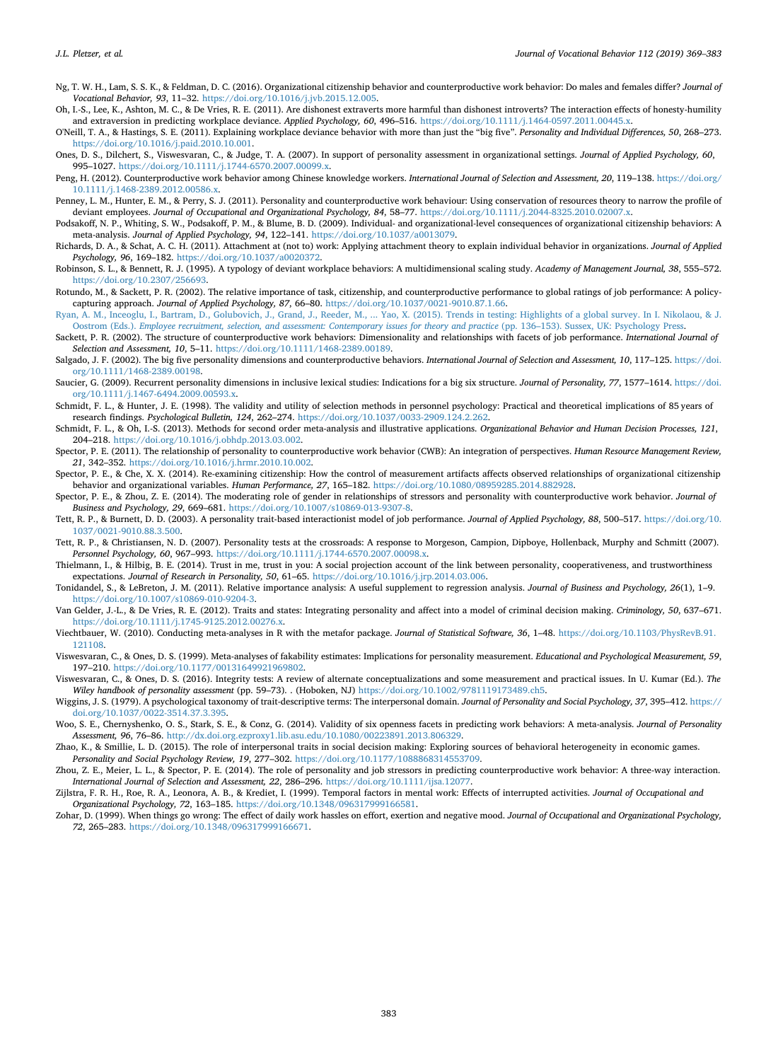Ng, T. W. H., Lam, S. S. K., & Feldman, D. C. (2016). Organizational citizenship behavior and counterproductive work behavior: Do males and females differ? *Journal of Vocational Behavior, 93*, 11–32. https://doi.org/10.1016/j.jvb.2015.12.005.

Oh, I.-S., Lee, K., Ashton, M. C., & De Vries, R. E. (2011). Are dishonest extraverts more harmful than dishonest introverts? The interaction effects of honesty-humility and extraversion in predicting workplace deviance. *Applied Psychology, 60*, 496–516. https://doi.org/10.1111/j.1464-0597.2011.00445.x.

O'Neill, T. A., & Hastings, S. E. (2011). Explaining workplace deviance behavior with more than just the "big five". *Personality and Individual Differences, 50*, 268–273. https://doi.org/10.1016/j.paid.2010.10.001.

Ones, D. S., Dilchert, S., Viswesvaran, C., & Judge, T. A. (2007). In support of personality assessment in organizational settings. *Journal of Applied Psychology, 60*, 995–1027. https://doi.org/10.1111/j.1744-6570.2007.00099.x.

Peng, H. (2012). Counterproductive work behavior among Chinese knowledge workers. *International Journal of Selection and Assessment, 20*, 119–138. https://doi.org/10.1111/j.1468-2389.2012.00586.x.

Penney, L. M., Hunter, E. M., & Perry, S. J. (2011). Personality and counterproductive work behaviour: Using conservation of resources theory to narrow the profile of deviant employees. *Journal of Occupational and Organizational Psychology, 84*, 58–77. https://doi.org/10.1111/j.2044-8325.2010.02007.x.

Podsakoff, N. P., Whiting, S. W., Podsakoff, P. M., & Blume, B. D. (2009). Individual- and organizational-level consequences of organizational citizenship behaviors: A meta-analysis. *Journal of Applied Psychology, 94*, 122–141. https://doi.org/10.1037/a0013079.

Richards, D. A., & Schat, A. C. H. (2011). Attachment at (not to) work: Applying attachment theory to explain individual behavior in organizations. *Journal of Applied Psychology, 96*, 169–182. https://doi.org/10.1037/a0020372.

Robinson, S. L., & Bennett, R. J. (1995). A typology of deviant workplace behaviors: A multidimensional scaling study. *Academy of Management Journal, 38*, 555–572. https://doi.org/10.2307/256693.

Rotundo, M., & Sackett, P. R. (2002). The relative importance of task, citizenship, and counterproductive performance to global ratings of job performance: A policy-capturing approach. *Journal of Applied Psychology, 87*, 66–80. https://doi.org/10.1037/0021-9010.87.1.66.

Ryan, A. M., Inceoglu, I., Bartram, D., Golubovich, J., Grand, J., Reeder, M., ... Yao, X. (2015). Trends in testing: Highlights of a global survey. In I. Nikolaou, & J. Oostrom (Eds.). *Employee recruitment, selection, and assessment: Contemporary issues for theory and practice* (pp. 136–153). Sussex, UK: Psychology Press.

Sackett, P. R. (2002). The structure of counterproductive work behaviors: Dimensionality and relationships with facets of job performance. *International Journal of Selection and Assessment, 10*, 5–11. https://doi.org/10.1111/1468-2389.00189.

Salgado, J. F. (2002). The big five personality dimensions and counterproductive behaviors. *International Journal of Selection and Assessment, 10*, 117–125. https://doi.org/10.1111/1468-2389.00198.

Saucier, G. (2009). Recurrent personality dimensions in inclusive lexical studies: Indications for a big six structure. *Journal of Personality, 77*, 1577–1614. https://doi.org/10.1111/j.1467-6494.2009.00593.x.

Schmidt, F. L., & Hunter, J. E. (1998). The validity and utility of selection methods in personnel psychology: Practical and theoretical implications of 85 years of research findings. *Psychological Bulletin, 124*, 262–274. https://doi.org/10.1037/0033-2909.124.2.262.

Schmidt, F. L., & Oh, I.-S. (2013). Methods for second order meta-analysis and illustrative applications. *Organizational Behavior and Human Decision Processes, 121*, 204–218. https://doi.org/10.1016/j.obhdp.2013.03.002.

Spector, P. E. (2011). The relationship of personality to counterproductive work behavior (CWB): An integration of perspectives. *Human Resource Management Review, 21*, 342–352. https://doi.org/10.1016/j.hrmr.2010.10.002.

Spector, P. E., & Che, X. X. (2014). Re-examining citizenship: How the control of measurement artifacts affects observed relationships of organizational citizenship behavior and organizational variables. *Human Performance, 27*, 165–182. https://doi.org/10.1080/08959285.2014.882928.

Spector, P. E., & Zhou, Z. E. (2014). The moderating role of gender in relationships of stressors and personality with counterproductive work behavior. *Journal of Business and Psychology, 29*, 669–681. https://doi.org/10.1007/s10869-013-9307-8.

Tett, R. P., & Burnett, D. D. (2003). A personality trait-based interactionist model of job performance. *Journal of Applied Psychology, 88*, 500–517. https://doi.org/10.1037/0021-9010.88.3.500.

Tett, R. P., & Christiansen, N. D. (2007). Personality tests at the crossroads: A response to Morgeson, Campion, Dipboye, Hollenbeck, Murphy and Schmitt (2007). *Personnel Psychology, 60*, 967–993. https://doi.org/10.1111/j.1744-6570.2007.00098.x.

Thielmann, I., & Hilbig, B. E. (2014). Trust in me, trust in you: A social projection account of the link between personality, cooperativeness, and trustworthiness expectations. *Journal of Research in Personality, 50*, 61–65. https://doi.org/10.1016/j.jrp.2014.03.006.

Tonidandel, S., & LeBreton, J. M. (2011). Relative importance analysis: A useful supplement to regression analysis. *Journal of Business and Psychology, 26*(1), 1–9. https://doi.org/10.1007/s10869-010-9204-3.

Van Gelder, J.-L., & De Vries, R. E. (2012). Traits and states: Integrating personality and affect into a model of criminal decision making. *Criminology, 50*, 637–671. https://doi.org/10.1111/j.1745-9125.2012.00276.x.

Viechtbauer, W. (2010). Conducting meta-analyses in R with the metafor package. *Journal of Statistical Software, 36*, 1–48. https://doi.org/10.1103/PhysRevB.91.121108.

Viswesvaran, C., & Ones, D. S. (1999). Meta-analyses of fakability estimates: Implications for personality measurement. *Educational and Psychological Measurement, 59*, 197–210. https://doi.org/10.1177/00131649921969802.

Viswesvaran, C., & Ones, D. S. (2016). Integrity tests: A review of alternate conceptualizations and some measurement and practical issues. In U. Kumar (Ed.). *The Wiley handbook of personality assessment* (pp. 59–73). . (Hoboken, NJ) https://doi.org/10.1002/9781119173489.ch5.

Wiggins, J. S. (1979). A psychological taxonomy of trait-descriptive terms: The interpersonal domain. *Journal of Personality and Social Psychology, 37*, 395–412. https://doi.org/10.1037/0022-3514.37.3.395.

Woo, S. E., Chernyshenko, O. S., Stark, S. E., & Conz, G. (2014). Validity of six openness facets in predicting work behaviors: A meta-analysis. *Journal of Personality Assessment, 96*, 76–86. http://dx.doi.org.ezproxy1.lib.asu.edu/10.1080/00223891.2013.806329.

Zhao, K., & Smillie, L. D. (2015). The role of interpersonal traits in social decision making: Exploring sources of behavioral heterogeneity in economic games. *Personality and Social Psychology Review, 19*, 277–302. https://doi.org/10.1177/1088868314553709.

Zhou, Z. E., Meier, L. L., & Spector, P. E. (2014). The role of personality and job stressors in predicting counterproductive work behavior: A three-way interaction. *International Journal of Selection and Assessment, 22*, 286–296. https://doi.org/10.1111/ijsa.12077.

Zijlstra, F. R. H., Roe, R. A., Leonora, A. B., & Krediet, I. (1999). Temporal factors in mental work: Effects of interrupted activities. *Journal of Occupational and Organizational Psychology, 72*, 163–185. https://doi.org/10.1348/096317999166581.

Zohar, D. (1999). When things go wrong: The effect of daily work hassles on effort, exertion and negative mood. *Journal of Occupational and Organizational Psychology, 72*, 265–283. https://doi.org/10.1348/096317999166671.